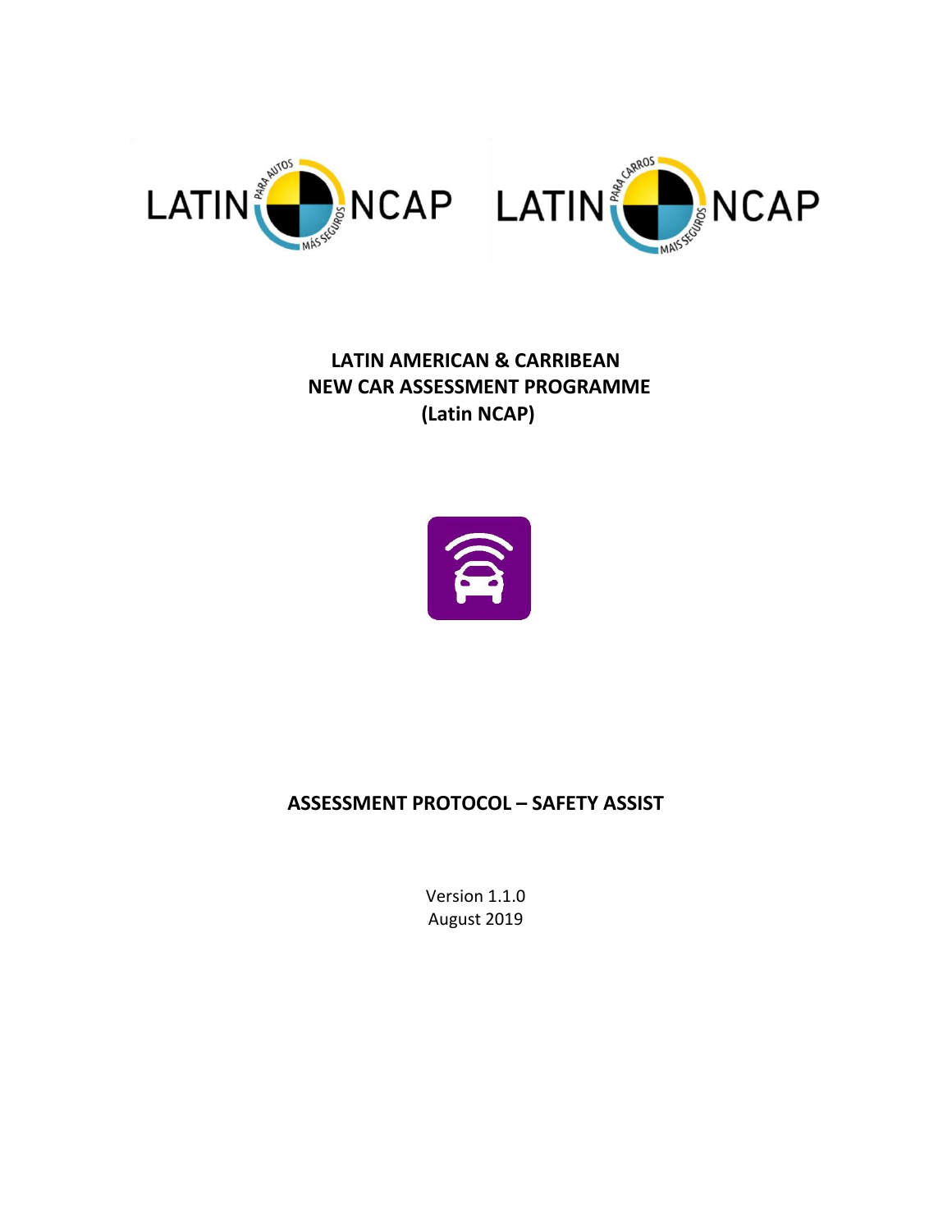# LATIN AMERICAN & CARRIBEAN NEW CAR ASSESSMENT PROGRAMME (Latin NCAP)

## ASSESSMENT PROTOCOL – SAFETY ASSIST

Version 1.1.0

August 2019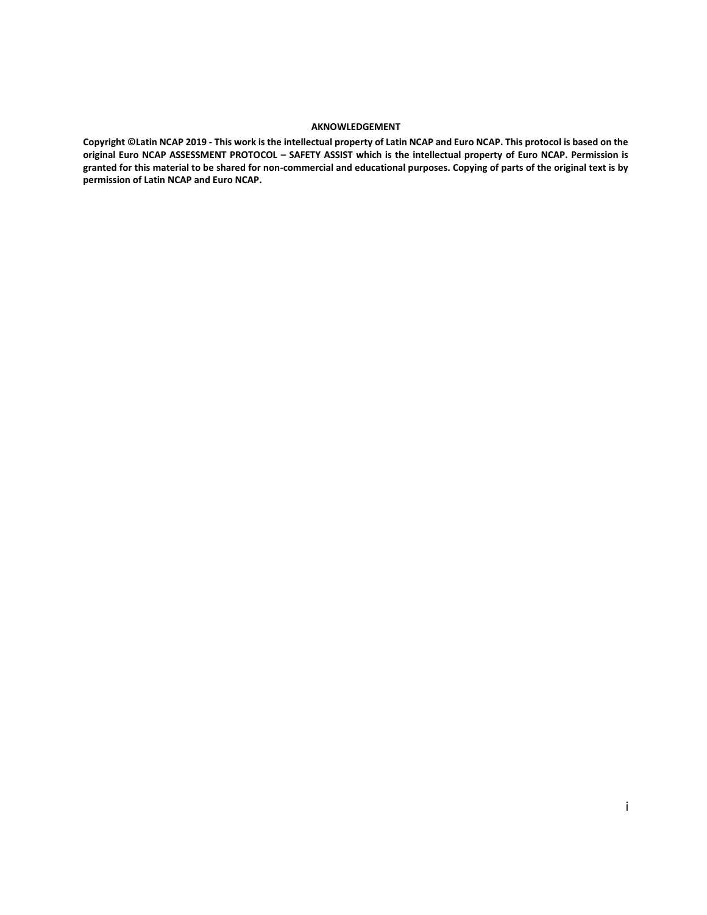**AKNOWLEDGEMENT**

**Copyright ©Latin NCAP 2019 - This work is the intellectual property of Latin NCAP and Euro NCAP. This protocol is based on the original Euro NCAP ASSESSMENT PROTOCOL – SAFETY ASSIST which is the intellectual property of Euro NCAP. Permission is granted for this material to be shared for non-commercial and educational purposes. Copying of parts of the original text is by permission of Latin NCAP and Euro NCAP.**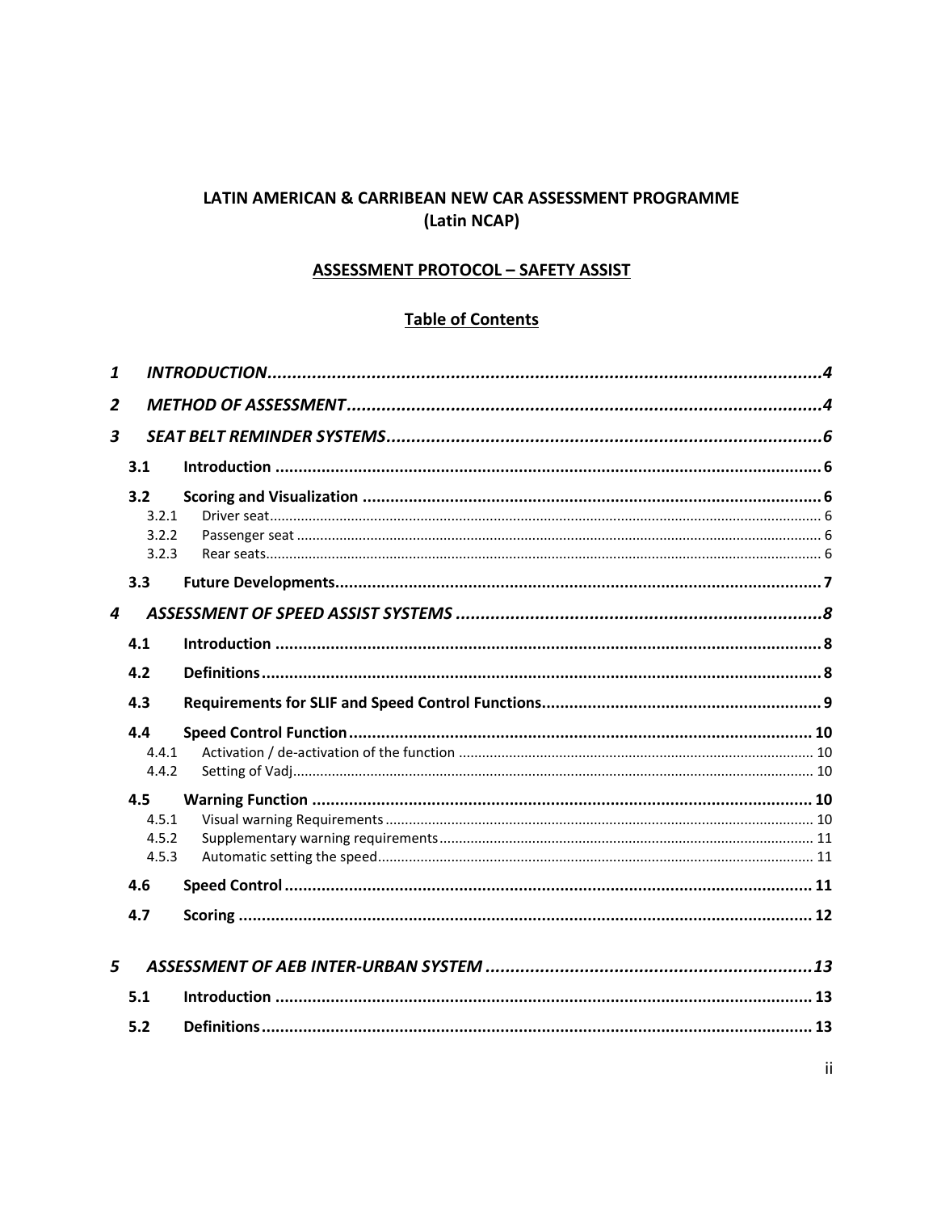**LATIN AMERICAN & CARRIBEAN NEW CAR ASSESSMENT PROGRAMME**
**(Latin NCAP)**

**ASSESSMENT PROTOCOL – SAFETY ASSIST**

**Table of Contents**

- ***1 INTRODUCTION*** ..... 4
- ***2 METHOD OF ASSESSMENT*** ..... 4
- ***3 SEAT BELT REMINDER SYSTEMS*** ..... 6
  - **3.1 Introduction** ..... 6
  - **3.2 Scoring and Visualization** ..... 6
    - 3.2.1 Driver seat ..... 6
    - 3.2.2 Passenger seat ..... 6
    - 3.2.3 Rear seats ..... 6
  - **3.3 Future Developments** ..... 7
- ***4 ASSESSMENT OF SPEED ASSIST SYSTEMS*** ..... 8
  - **4.1 Introduction** ..... 8
  - **4.2 Definitions** ..... 8
  - **4.3 Requirements for SLIF and Speed Control Functions** ..... 9
  - **4.4 Speed Control Function** ..... 10
    - 4.4.1 Activation / de-activation of the function ..... 10
    - 4.4.2 Setting of Vadj ..... 10
  - **4.5 Warning Function** ..... 10
    - 4.5.1 Visual warning Requirements ..... 10
    - 4.5.2 Supplementary warning requirements ..... 11
    - 4.5.3 Automatic setting the speed ..... 11
  - **4.6 Speed Control** ..... 11
  - **4.7 Scoring** ..... 12
- ***5 ASSESSMENT OF AEB INTER-URBAN SYSTEM*** ..... 13
  - **5.1 Introduction** ..... 13
  - **5.2 Definitions** ..... 13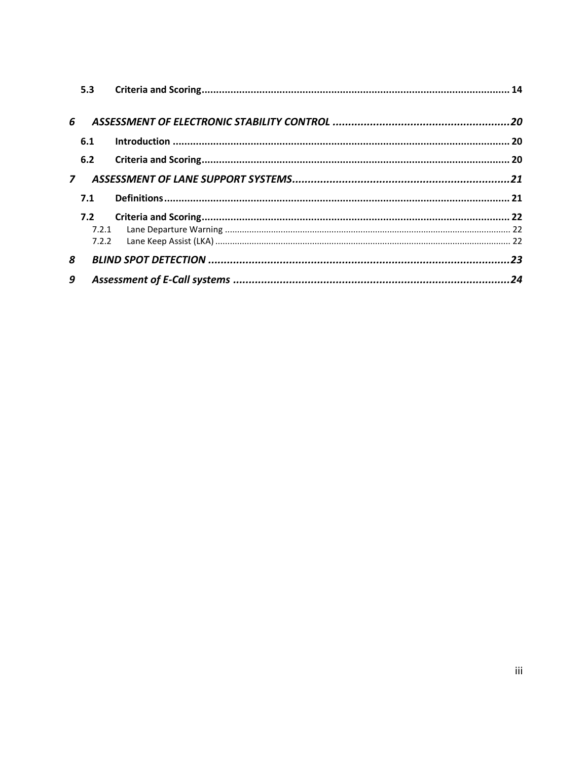**5.3 Criteria and Scoring** ........................................................................................................ 14

***6 ASSESSMENT OF ELECTRONIC STABILITY CONTROL*** ........................................................ *20*

**6.1 Introduction** .................................................................................................................... 20

**6.2 Criteria and Scoring** ........................................................................................................ 20

***7 ASSESSMENT OF LANE SUPPORT SYSTEMS*** ...................................................................... *21*

**7.1 Definitions** ...................................................................................................................... 21

**7.2 Criteria and Scoring** ........................................................................................................ 22

7.2.1 Lane Departure Warning ....................................................................................................... 22

7.2.2 Lane Keep Assist (LKA) .......................................................................................................... 22

***8 BLIND SPOT DETECTION*** ..................................................................................................... *23*

***9 Assessment of E-Call systems*** ........................................................................................... *24*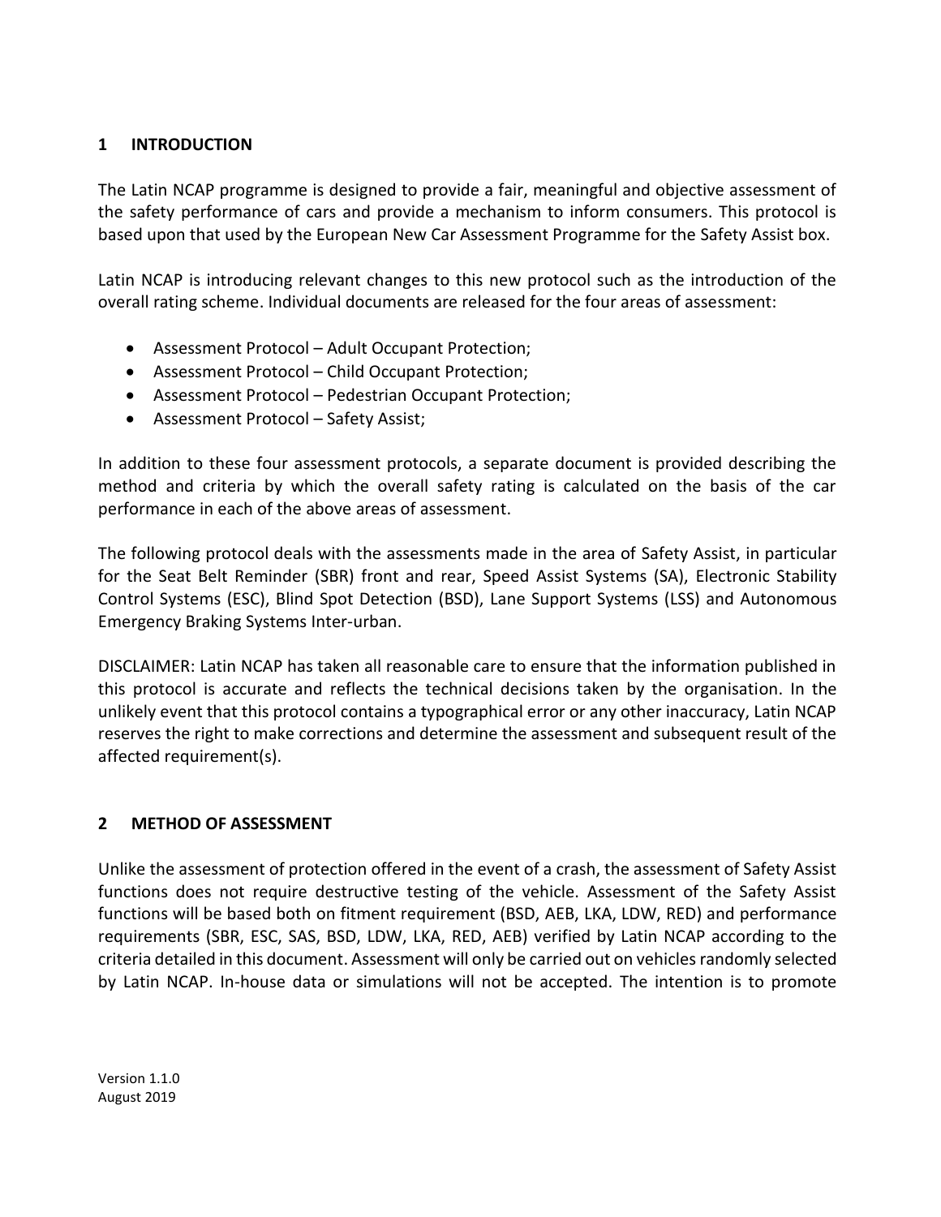## 1 INTRODUCTION

The Latin NCAP programme is designed to provide a fair, meaningful and objective assessment of the safety performance of cars and provide a mechanism to inform consumers. This protocol is based upon that used by the European New Car Assessment Programme for the Safety Assist box.

Latin NCAP is introducing relevant changes to this new protocol such as the introduction of the overall rating scheme. Individual documents are released for the four areas of assessment:

- Assessment Protocol – Adult Occupant Protection;
- Assessment Protocol – Child Occupant Protection;
- Assessment Protocol – Pedestrian Occupant Protection;
- Assessment Protocol – Safety Assist;

In addition to these four assessment protocols, a separate document is provided describing the method and criteria by which the overall safety rating is calculated on the basis of the car performance in each of the above areas of assessment.

The following protocol deals with the assessments made in the area of Safety Assist, in particular for the Seat Belt Reminder (SBR) front and rear, Speed Assist Systems (SA), Electronic Stability Control Systems (ESC), Blind Spot Detection (BSD), Lane Support Systems (LSS) and Autonomous Emergency Braking Systems Inter-urban.

DISCLAIMER: Latin NCAP has taken all reasonable care to ensure that the information published in this protocol is accurate and reflects the technical decisions taken by the organisation. In the unlikely event that this protocol contains a typographical error or any other inaccuracy, Latin NCAP reserves the right to make corrections and determine the assessment and subsequent result of the affected requirement(s).

## 2 METHOD OF ASSESSMENT

Unlike the assessment of protection offered in the event of a crash, the assessment of Safety Assist functions does not require destructive testing of the vehicle. Assessment of the Safety Assist functions will be based both on fitment requirement (BSD, AEB, LKA, LDW, RED) and performance requirements (SBR, ESC, SAS, BSD, LDW, LKA, RED, AEB) verified by Latin NCAP according to the criteria detailed in this document. Assessment will only be carried out on vehicles randomly selected by Latin NCAP. In-house data or simulations will not be accepted. The intention is to promote

Version 1.1.0
August 2019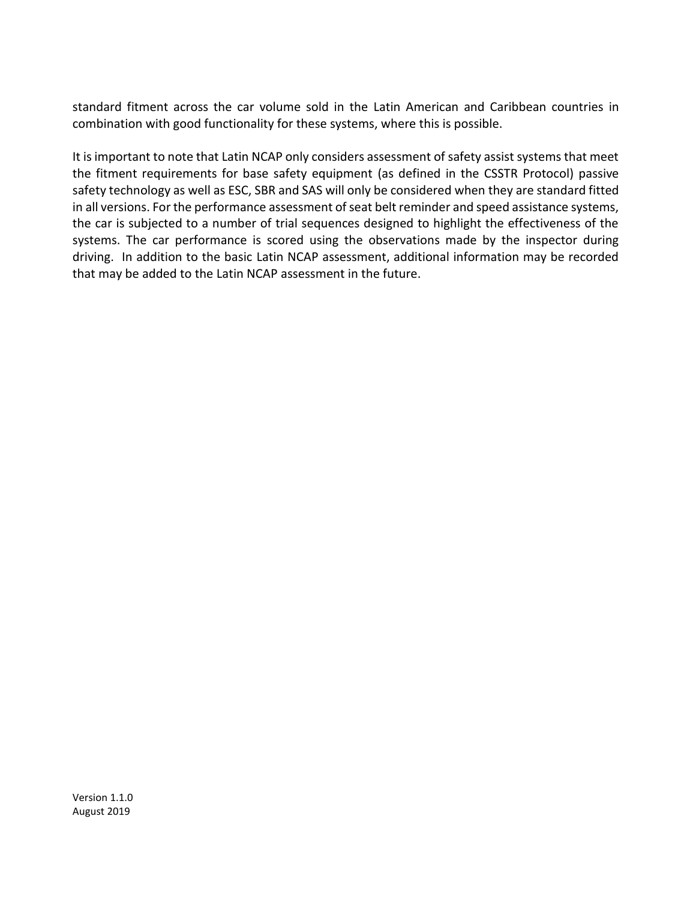standard fitment across the car volume sold in the Latin American and Caribbean countries in combination with good functionality for these systems, where this is possible.

It is important to note that Latin NCAP only considers assessment of safety assist systems that meet the fitment requirements for base safety equipment (as defined in the CSSTR Protocol) passive safety technology as well as ESC, SBR and SAS will only be considered when they are standard fitted in all versions. For the performance assessment of seat belt reminder and speed assistance systems, the car is subjected to a number of trial sequences designed to highlight the effectiveness of the systems. The car performance is scored using the observations made by the inspector during driving. In addition to the basic Latin NCAP assessment, additional information may be recorded that may be added to the Latin NCAP assessment in the future.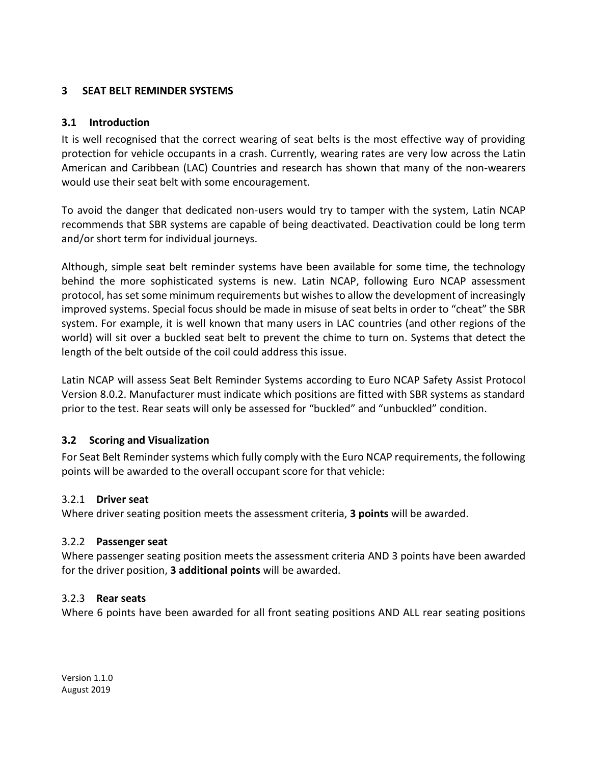# 3 SEAT BELT REMINDER SYSTEMS

## 3.1 Introduction

It is well recognised that the correct wearing of seat belts is the most effective way of providing protection for vehicle occupants in a crash. Currently, wearing rates are very low across the Latin American and Caribbean (LAC) Countries and research has shown that many of the non-wearers would use their seat belt with some encouragement.

To avoid the danger that dedicated non-users would try to tamper with the system, Latin NCAP recommends that SBR systems are capable of being deactivated. Deactivation could be long term and/or short term for individual journeys.

Although, simple seat belt reminder systems have been available for some time, the technology behind the more sophisticated systems is new. Latin NCAP, following Euro NCAP assessment protocol, has set some minimum requirements but wishes to allow the development of increasingly improved systems. Special focus should be made in misuse of seat belts in order to "cheat" the SBR system. For example, it is well known that many users in LAC countries (and other regions of the world) will sit over a buckled seat belt to prevent the chime to turn on. Systems that detect the length of the belt outside of the coil could address this issue.

Latin NCAP will assess Seat Belt Reminder Systems according to Euro NCAP Safety Assist Protocol Version 8.0.2. Manufacturer must indicate which positions are fitted with SBR systems as standard prior to the test. Rear seats will only be assessed for "buckled" and "unbuckled" condition.

## 3.2 Scoring and Visualization

For Seat Belt Reminder systems which fully comply with the Euro NCAP requirements, the following points will be awarded to the overall occupant score for that vehicle:

### 3.2.1 Driver seat

Where driver seating position meets the assessment criteria, **3 points** will be awarded.

### 3.2.2 Passenger seat

Where passenger seating position meets the assessment criteria AND 3 points have been awarded for the driver position, **3 additional points** will be awarded.

### 3.2.3 Rear seats

Where 6 points have been awarded for all front seating positions AND ALL rear seating positions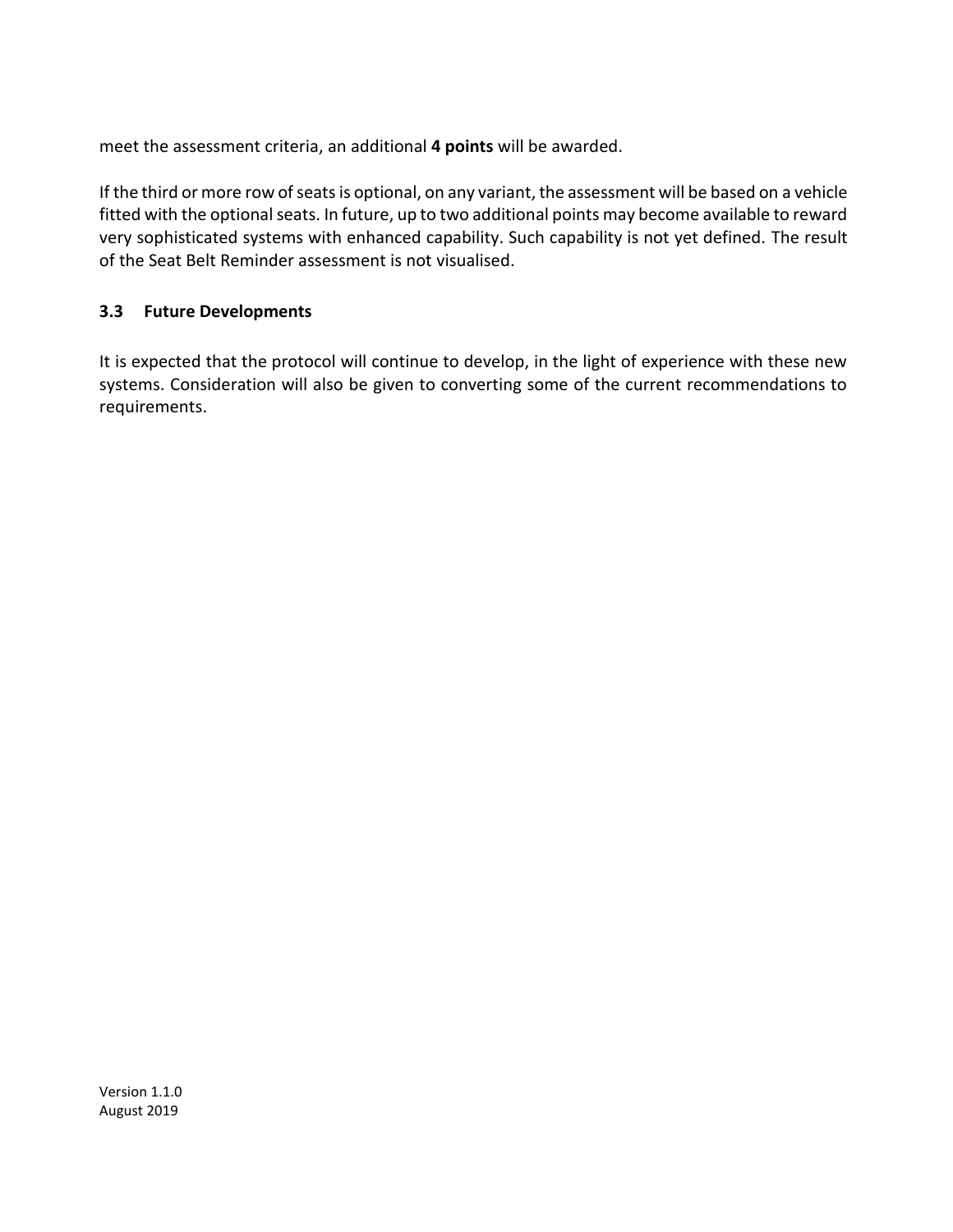meet the assessment criteria, an additional **4 points** will be awarded.

If the third or more row of seats is optional, on any variant, the assessment will be based on a vehicle fitted with the optional seats. In future, up to two additional points may become available to reward very sophisticated systems with enhanced capability. Such capability is not yet defined. The result of the Seat Belt Reminder assessment is not visualised.

### 3.3 Future Developments

It is expected that the protocol will continue to develop, in the light of experience with these new systems. Consideration will also be given to converting some of the current recommendations to requirements.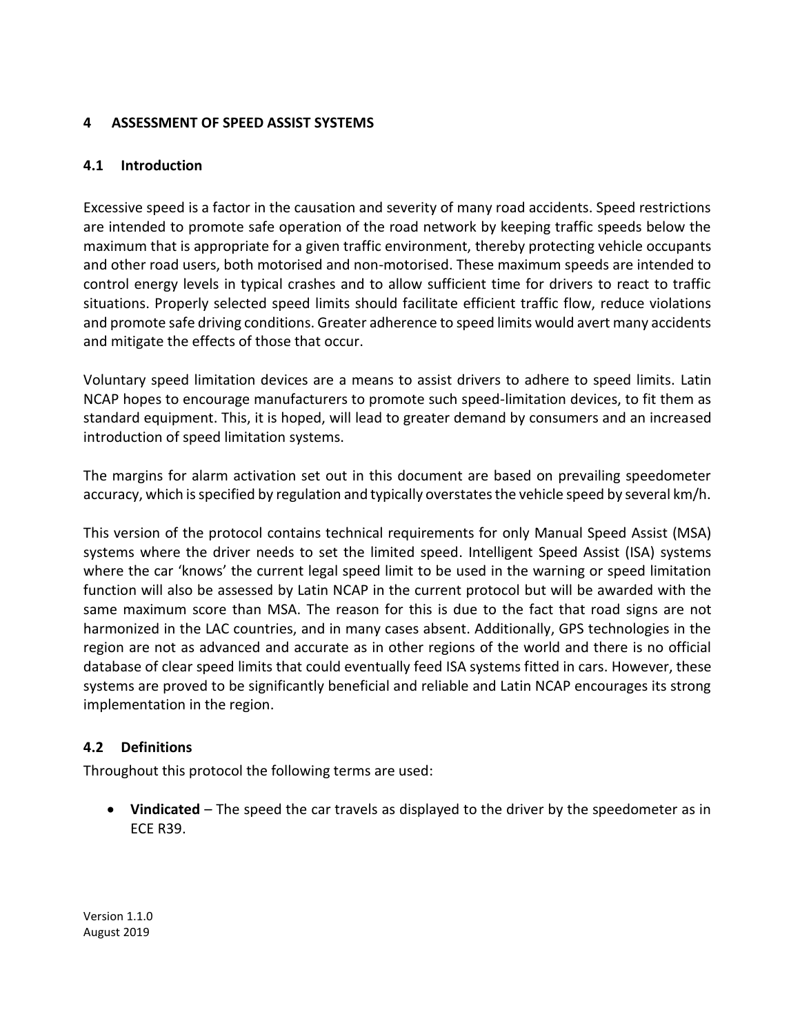# 4 ASSESSMENT OF SPEED ASSIST SYSTEMS

## 4.1 Introduction

Excessive speed is a factor in the causation and severity of many road accidents. Speed restrictions are intended to promote safe operation of the road network by keeping traffic speeds below the maximum that is appropriate for a given traffic environment, thereby protecting vehicle occupants and other road users, both motorised and non-motorised. These maximum speeds are intended to control energy levels in typical crashes and to allow sufficient time for drivers to react to traffic situations. Properly selected speed limits should facilitate efficient traffic flow, reduce violations and promote safe driving conditions. Greater adherence to speed limits would avert many accidents and mitigate the effects of those that occur.

Voluntary speed limitation devices are a means to assist drivers to adhere to speed limits. Latin NCAP hopes to encourage manufacturers to promote such speed-limitation devices, to fit them as standard equipment. This, it is hoped, will lead to greater demand by consumers and an increased introduction of speed limitation systems.

The margins for alarm activation set out in this document are based on prevailing speedometer accuracy, which is specified by regulation and typically overstates the vehicle speed by several km/h.

This version of the protocol contains technical requirements for only Manual Speed Assist (MSA) systems where the driver needs to set the limited speed. Intelligent Speed Assist (ISA) systems where the car 'knows' the current legal speed limit to be used in the warning or speed limitation function will also be assessed by Latin NCAP in the current protocol but will be awarded with the same maximum score than MSA. The reason for this is due to the fact that road signs are not harmonized in the LAC countries, and in many cases absent. Additionally, GPS technologies in the region are not as advanced and accurate as in other regions of the world and there is no official database of clear speed limits that could eventually feed ISA systems fitted in cars. However, these systems are proved to be significantly beneficial and reliable and Latin NCAP encourages its strong implementation in the region.

## 4.2 Definitions

Throughout this protocol the following terms are used:

- **Vindicated** – The speed the car travels as displayed to the driver by the speedometer as in ECE R39.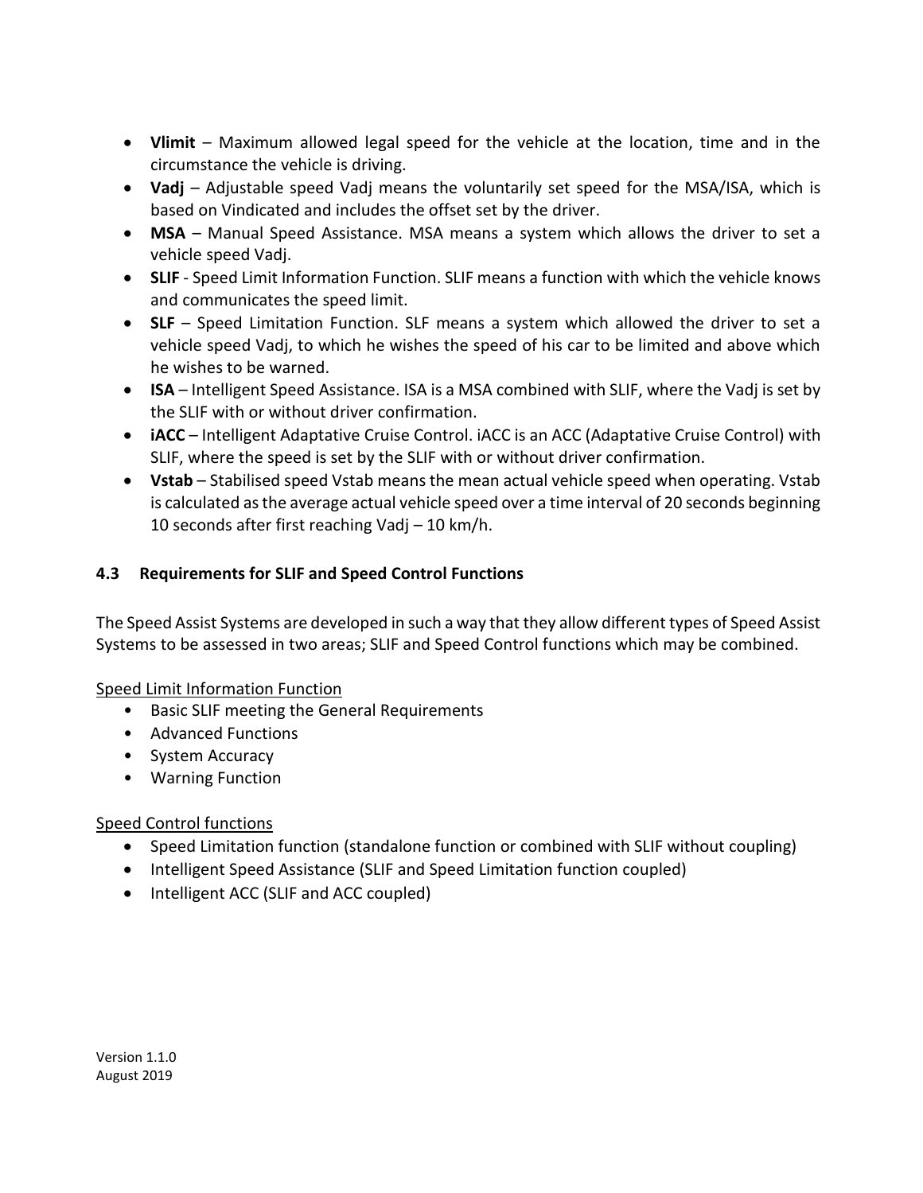- **Vlimit** – Maximum allowed legal speed for the vehicle at the location, time and in the circumstance the vehicle is driving.
- **Vadj** – Adjustable speed Vadj means the voluntarily set speed for the MSA/ISA, which is based on Vindicated and includes the offset set by the driver.
- **MSA** – Manual Speed Assistance. MSA means a system which allows the driver to set a vehicle speed Vadj.
- **SLIF** - Speed Limit Information Function. SLIF means a function with which the vehicle knows and communicates the speed limit.
- **SLF** – Speed Limitation Function. SLF means a system which allowed the driver to set a vehicle speed Vadj, to which he wishes the speed of his car to be limited and above which he wishes to be warned.
- **ISA** – Intelligent Speed Assistance. ISA is a MSA combined with SLIF, where the Vadj is set by the SLIF with or without driver confirmation.
- **iACC** – Intelligent Adaptative Cruise Control. iACC is an ACC (Adaptative Cruise Control) with SLIF, where the speed is set by the SLIF with or without driver confirmation.
- **Vstab** – Stabilised speed Vstab means the mean actual vehicle speed when operating. Vstab is calculated as the average actual vehicle speed over a time interval of 20 seconds beginning 10 seconds after first reaching Vadj – 10 km/h.

### 4.3 Requirements for SLIF and Speed Control Functions

The Speed Assist Systems are developed in such a way that they allow different types of Speed Assist Systems to be assessed in two areas; SLIF and Speed Control functions which may be combined.

Speed Limit Information Function

- Basic SLIF meeting the General Requirements
- Advanced Functions
- System Accuracy
- Warning Function

Speed Control functions

- Speed Limitation function (standalone function or combined with SLIF without coupling)
- Intelligent Speed Assistance (SLIF and Speed Limitation function coupled)
- Intelligent ACC (SLIF and ACC coupled)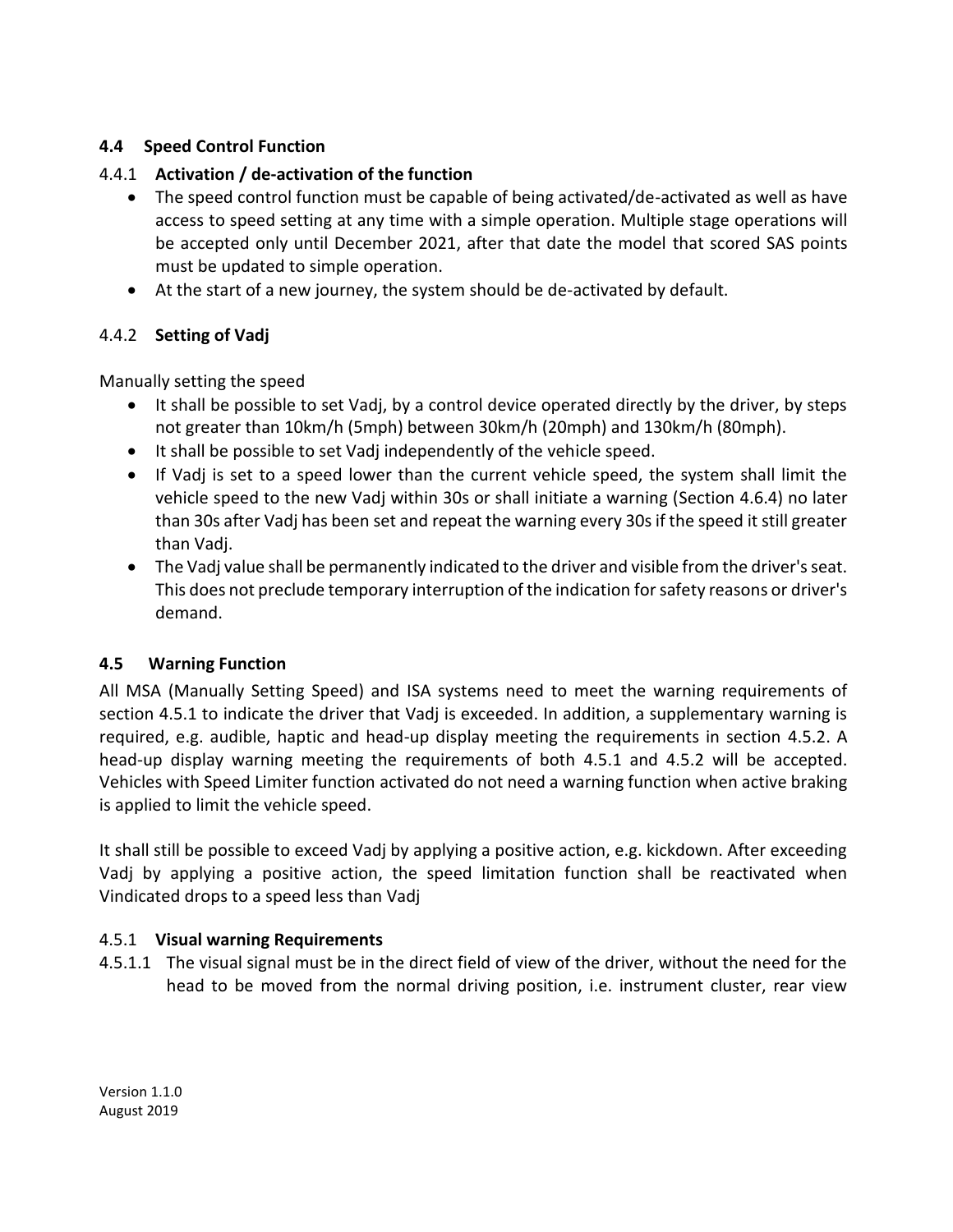### 4.4 Speed Control Function

#### 4.4.1 Activation / de-activation of the function

- The speed control function must be capable of being activated/de-activated as well as have access to speed setting at any time with a simple operation. Multiple stage operations will be accepted only until December 2021, after that date the model that scored SAS points must be updated to simple operation.
- At the start of a new journey, the system should be de-activated by default.

#### 4.4.2 Setting of Vadj

Manually setting the speed

- It shall be possible to set Vadj, by a control device operated directly by the driver, by steps not greater than 10km/h (5mph) between 30km/h (20mph) and 130km/h (80mph).
- It shall be possible to set Vadj independently of the vehicle speed.
- If Vadj is set to a speed lower than the current vehicle speed, the system shall limit the vehicle speed to the new Vadj within 30s or shall initiate a warning (Section 4.6.4) no later than 30s after Vadj has been set and repeat the warning every 30s if the speed it still greater than Vadj.
- The Vadj value shall be permanently indicated to the driver and visible from the driver's seat. This does not preclude temporary interruption of the indication for safety reasons or driver's demand.

### 4.5 Warning Function

All MSA (Manually Setting Speed) and ISA systems need to meet the warning requirements of section 4.5.1 to indicate the driver that Vadj is exceeded. In addition, a supplementary warning is required, e.g. audible, haptic and head-up display meeting the requirements in section 4.5.2. A head-up display warning meeting the requirements of both 4.5.1 and 4.5.2 will be accepted. Vehicles with Speed Limiter function activated do not need a warning function when active braking is applied to limit the vehicle speed.

It shall still be possible to exceed Vadj by applying a positive action, e.g. kickdown. After exceeding Vadj by applying a positive action, the speed limitation function shall be reactivated when Vindicated drops to a speed less than Vadj

#### 4.5.1 Visual warning Requirements

4.5.1.1 The visual signal must be in the direct field of view of the driver, without the need for the head to be moved from the normal driving position, i.e. instrument cluster, rear view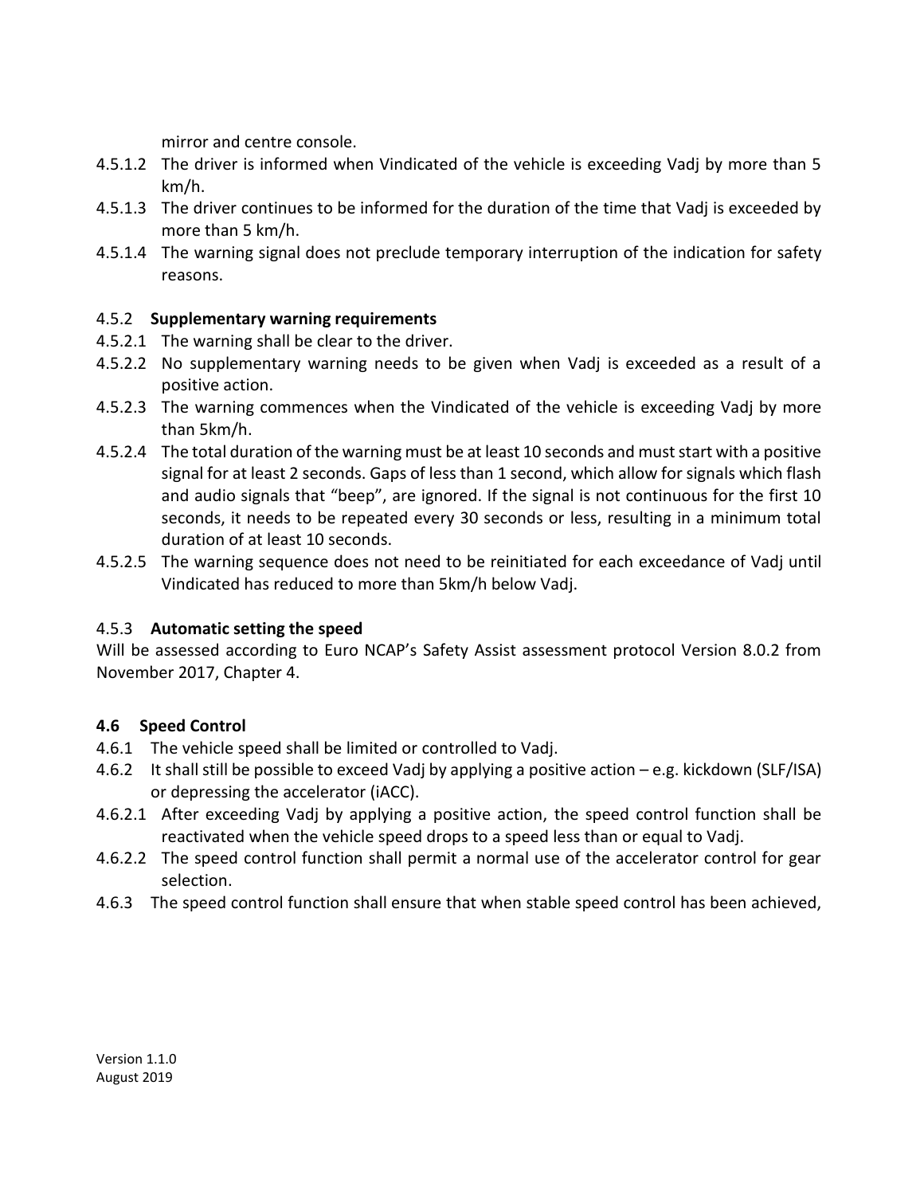mirror and centre console.

4.5.1.2 The driver is informed when Vindicated of the vehicle is exceeding Vadj by more than 5 km/h.

4.5.1.3 The driver continues to be informed for the duration of the time that Vadj is exceeded by more than 5 km/h.

4.5.1.4 The warning signal does not preclude temporary interruption of the indication for safety reasons.

### 4.5.2 Supplementary warning requirements

4.5.2.1 The warning shall be clear to the driver.

4.5.2.2 No supplementary warning needs to be given when Vadj is exceeded as a result of a positive action.

4.5.2.3 The warning commences when the Vindicated of the vehicle is exceeding Vadj by more than 5km/h.

4.5.2.4 The total duration of the warning must be at least 10 seconds and must start with a positive signal for at least 2 seconds. Gaps of less than 1 second, which allow for signals which flash and audio signals that "beep", are ignored. If the signal is not continuous for the first 10 seconds, it needs to be repeated every 30 seconds or less, resulting in a minimum total duration of at least 10 seconds.

4.5.2.5 The warning sequence does not need to be reinitiated for each exceedance of Vadj until Vindicated has reduced to more than 5km/h below Vadj.

### 4.5.3 Automatic setting the speed

Will be assessed according to Euro NCAP's Safety Assist assessment protocol Version 8.0.2 from November 2017, Chapter 4.

## 4.6 Speed Control

4.6.1 The vehicle speed shall be limited or controlled to Vadj.

4.6.2 It shall still be possible to exceed Vadj by applying a positive action – e.g. kickdown (SLF/ISA) or depressing the accelerator (iACC).

4.6.2.1 After exceeding Vadj by applying a positive action, the speed control function shall be reactivated when the vehicle speed drops to a speed less than or equal to Vadj.

4.6.2.2 The speed control function shall permit a normal use of the accelerator control for gear selection.

4.6.3 The speed control function shall ensure that when stable speed control has been achieved,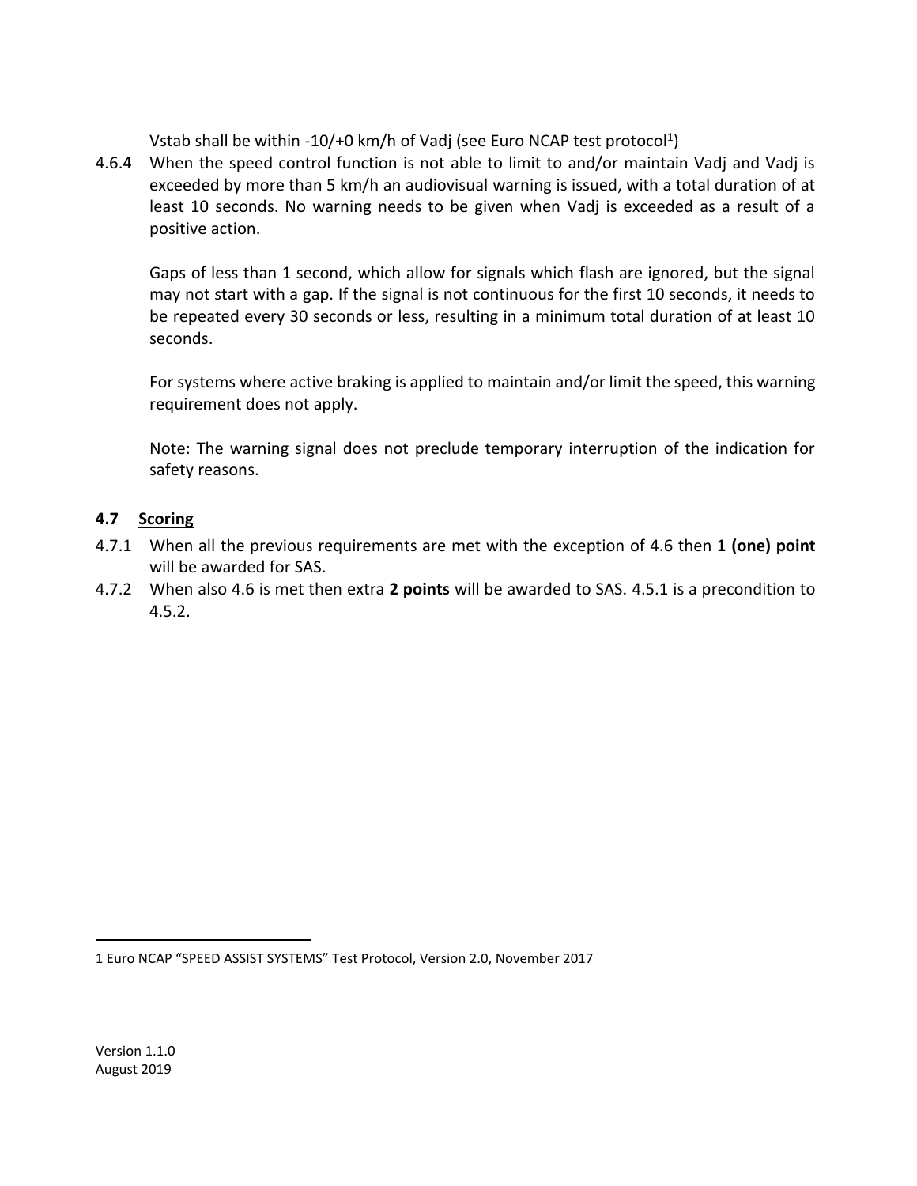Vstab shall be within -10/+0 km/h of Vadj (see Euro NCAP test protocol[1])

4.6.4 When the speed control function is not able to limit to and/or maintain Vadj and Vadj is exceeded by more than 5 km/h an audiovisual warning is issued, with a total duration of at least 10 seconds. No warning needs to be given when Vadj is exceeded as a result of a positive action.

Gaps of less than 1 second, which allow for signals which flash are ignored, but the signal may not start with a gap. If the signal is not continuous for the first 10 seconds, it needs to be repeated every 30 seconds or less, resulting in a minimum total duration of at least 10 seconds.

For systems where active braking is applied to maintain and/or limit the speed, this warning requirement does not apply.

Note: The warning signal does not preclude temporary interruption of the indication for safety reasons.

### 4.7 Scoring

4.7.1 When all the previous requirements are met with the exception of 4.6 then **1 (one) point** will be awarded for SAS.

4.7.2 When also 4.6 is met then extra **2 points** will be awarded to SAS. 4.5.1 is a precondition to 4.5.2.

---

1 Euro NCAP "SPEED ASSIST SYSTEMS" Test Protocol, Version 2.0, November 2017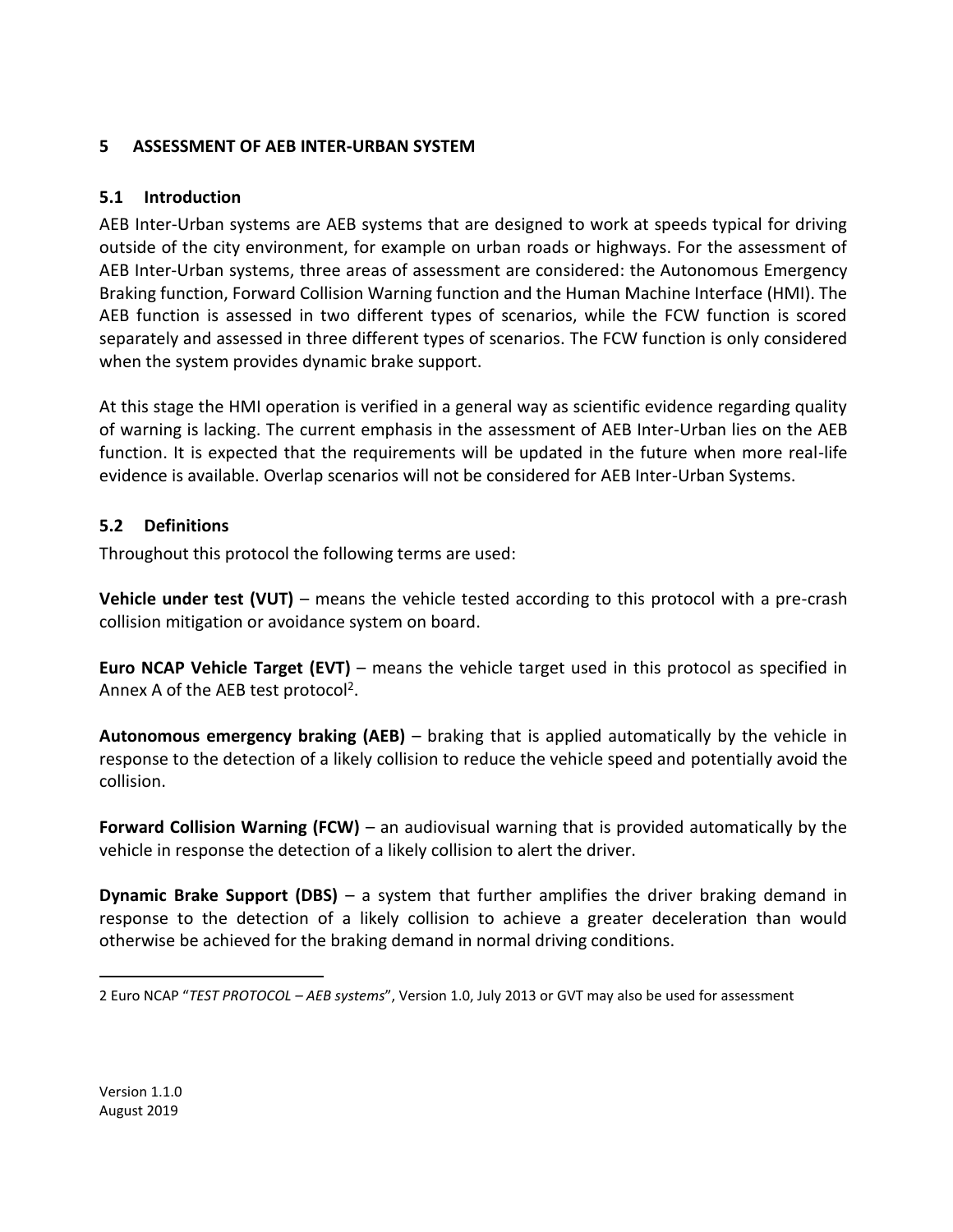## 5 ASSESSMENT OF AEB INTER-URBAN SYSTEM

### 5.1 Introduction

AEB Inter-Urban systems are AEB systems that are designed to work at speeds typical for driving outside of the city environment, for example on urban roads or highways. For the assessment of AEB Inter-Urban systems, three areas of assessment are considered: the Autonomous Emergency Braking function, Forward Collision Warning function and the Human Machine Interface (HMI). The AEB function is assessed in two different types of scenarios, while the FCW function is scored separately and assessed in three different types of scenarios. The FCW function is only considered when the system provides dynamic brake support.

At this stage the HMI operation is verified in a general way as scientific evidence regarding quality of warning is lacking. The current emphasis in the assessment of AEB Inter-Urban lies on the AEB function. It is expected that the requirements will be updated in the future when more real-life evidence is available. Overlap scenarios will not be considered for AEB Inter-Urban Systems.

### 5.2 Definitions

Throughout this protocol the following terms are used:

**Vehicle under test (VUT)** – means the vehicle tested according to this protocol with a pre-crash collision mitigation or avoidance system on board.

**Euro NCAP Vehicle Target (EVT)** – means the vehicle target used in this protocol as specified in Annex A of the AEB test protocol[2].

**Autonomous emergency braking (AEB)** – braking that is applied automatically by the vehicle in response to the detection of a likely collision to reduce the vehicle speed and potentially avoid the collision.

**Forward Collision Warning (FCW)** – an audiovisual warning that is provided automatically by the vehicle in response the detection of a likely collision to alert the driver.

**Dynamic Brake Support (DBS)** – a system that further amplifies the driver braking demand in response to the detection of a likely collision to achieve a greater deceleration than would otherwise be achieved for the braking demand in normal driving conditions.

2 Euro NCAP "*TEST PROTOCOL – AEB systems*", Version 1.0, July 2013 or GVT may also be used for assessment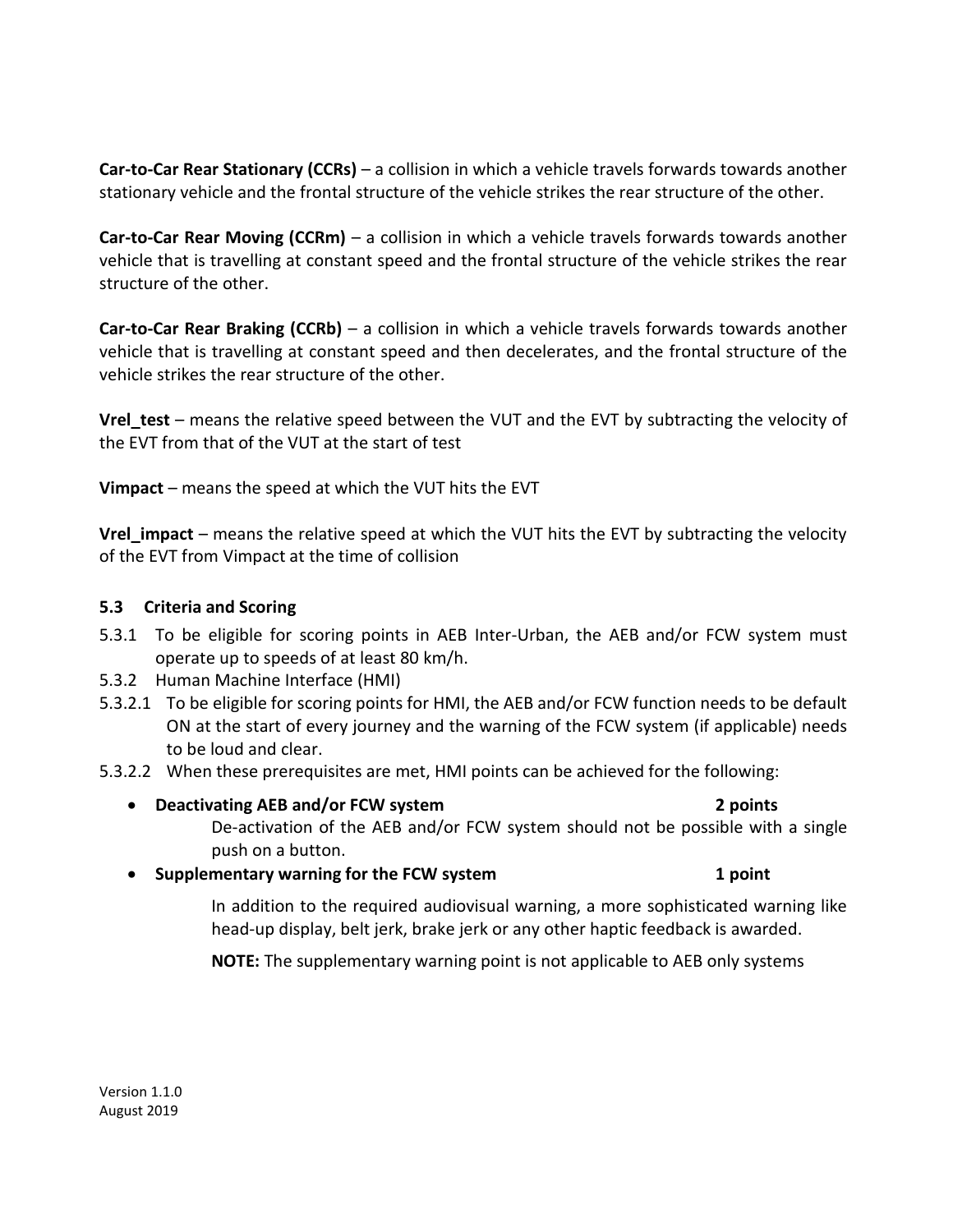**Car-to-Car Rear Stationary (CCRs)** – a collision in which a vehicle travels forwards towards another stationary vehicle and the frontal structure of the vehicle strikes the rear structure of the other.

**Car-to-Car Rear Moving (CCRm)** – a collision in which a vehicle travels forwards towards another vehicle that is travelling at constant speed and the frontal structure of the vehicle strikes the rear structure of the other.

**Car-to-Car Rear Braking (CCRb)** – a collision in which a vehicle travels forwards towards another vehicle that is travelling at constant speed and then decelerates, and the frontal structure of the vehicle strikes the rear structure of the other.

**Vrel_test** – means the relative speed between the VUT and the EVT by subtracting the velocity of the EVT from that of the VUT at the start of test

**Vimpact** – means the speed at which the VUT hits the EVT

**Vrel_impact** – means the relative speed at which the VUT hits the EVT by subtracting the velocity of the EVT from Vimpact at the time of collision

### 5.3 Criteria and Scoring

5.3.1 To be eligible for scoring points in AEB Inter-Urban, the AEB and/or FCW system must operate up to speeds of at least 80 km/h.

5.3.2 Human Machine Interface (HMI)

5.3.2.1 To be eligible for scoring points for HMI, the AEB and/or FCW function needs to be default ON at the start of every journey and the warning of the FCW system (if applicable) needs to be loud and clear.

5.3.2.2 When these prerequisites are met, HMI points can be achieved for the following:

- **Deactivating AEB and/or FCW system** **2 points**

  De-activation of the AEB and/or FCW system should not be possible with a single push on a button.

- **Supplementary warning for the FCW system** **1 point**

  In addition to the required audiovisual warning, a more sophisticated warning like head-up display, belt jerk, brake jerk or any other haptic feedback is awarded.

  **NOTE:** The supplementary warning point is not applicable to AEB only systems

Version 1.1.0
August 2019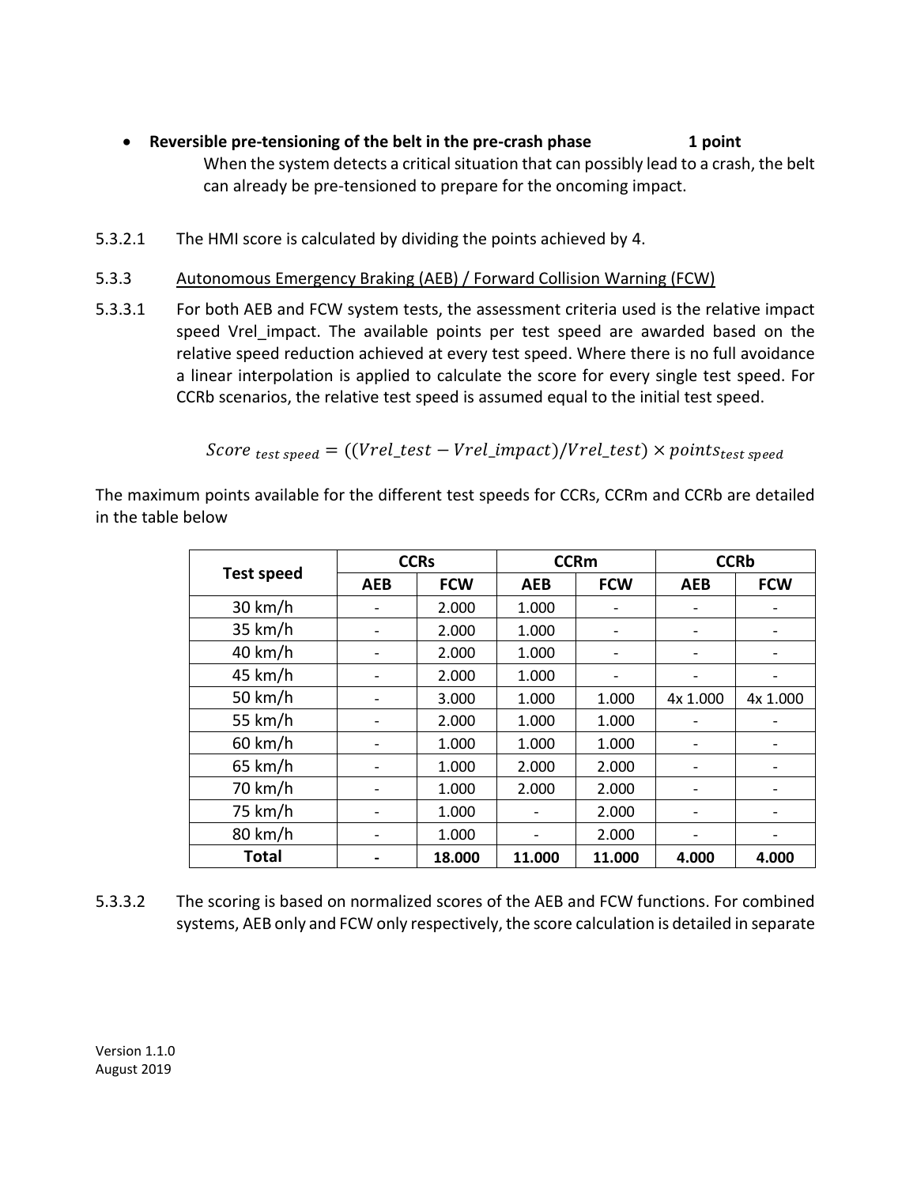- **Reversible pre-tensioning of the belt in the pre-crash phase** **1 point**

  When the system detects a critical situation that can possibly lead to a crash, the belt can already be pre-tensioned to prepare for the oncoming impact.

5.3.2.1 The HMI score is calculated by dividing the points achieved by 4.

5.3.3 Autonomous Emergency Braking (AEB) / Forward Collision Warning (FCW)

5.3.3.1 For both AEB and FCW system tests, the assessment criteria used is the relative impact speed Vrel_impact. The available points per test speed are awarded based on the relative speed reduction achieved at every test speed. Where there is no full avoidance a linear interpolation is applied to calculate the score for every single test speed. For CCRb scenarios, the relative test speed is assumed equal to the initial test speed.

$$Score_{\ test\ speed} = ((Vrel\_test - Vrel\_impact)/Vrel\_test) \times points_{test\ speed}$$

The maximum points available for the different test speeds for CCRs, CCRm and CCRb are detailed in the table below

| Test speed | CCRs | | CCRm | | CCRb | |
|---|---|---|---|---|---|---|
| | AEB | FCW | AEB | FCW | AEB | FCW |
| 30 km/h | - | 2.000 | 1.000 | - | - | - |
| 35 km/h | - | 2.000 | 1.000 | - | - | - |
| 40 km/h | - | 2.000 | 1.000 | - | - | - |
| 45 km/h | - | 2.000 | 1.000 | - | - | - |
| 50 km/h | - | 3.000 | 1.000 | 1.000 | 4x 1.000 | 4x 1.000 |
| 55 km/h | - | 2.000 | 1.000 | 1.000 | - | - |
| 60 km/h | - | 1.000 | 1.000 | 1.000 | - | - |
| 65 km/h | - | 1.000 | 2.000 | 2.000 | - | - |
| 70 km/h | - | 1.000 | 2.000 | 2.000 | - | - |
| 75 km/h | - | 1.000 | - | 2.000 | - | - |
| 80 km/h | - | 1.000 | - | 2.000 | - | - |
| **Total** | **-** | **18.000** | **11.000** | **11.000** | **4.000** | **4.000** |

5.3.3.2 The scoring is based on normalized scores of the AEB and FCW functions. For combined systems, AEB only and FCW only respectively, the score calculation is detailed in separate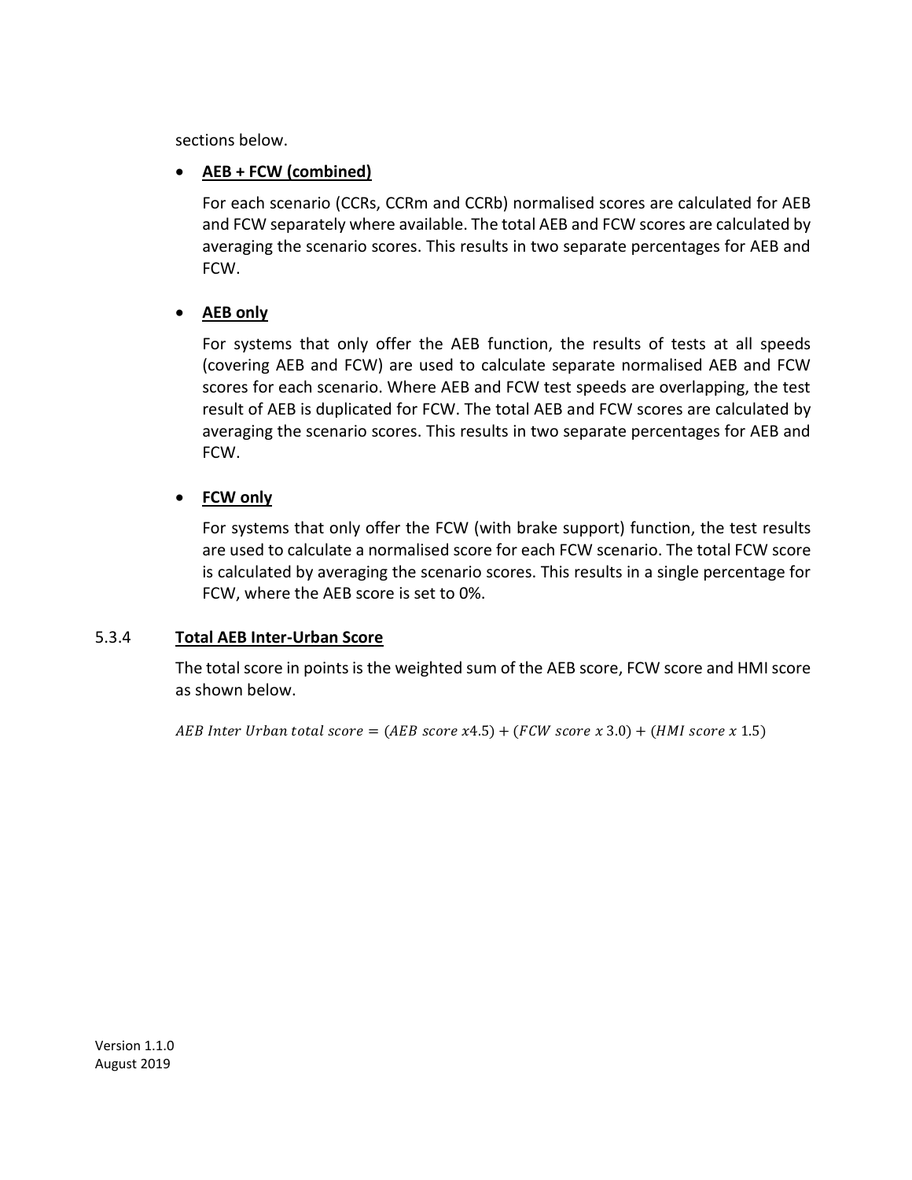sections below.

- **AEB + FCW (combined)**

  For each scenario (CCRs, CCRm and CCRb) normalised scores are calculated for AEB and FCW separately where available. The total AEB and FCW scores are calculated by averaging the scenario scores. This results in two separate percentages for AEB and FCW.

- **AEB only**

  For systems that only offer the AEB function, the results of tests at all speeds (covering AEB and FCW) are used to calculate separate normalised AEB and FCW scores for each scenario. Where AEB and FCW test speeds are overlapping, the test result of AEB is duplicated for FCW. The total AEB and FCW scores are calculated by averaging the scenario scores. This results in two separate percentages for AEB and FCW.

- **FCW only**

  For systems that only offer the FCW (with brake support) function, the test results are used to calculate a normalised score for each FCW scenario. The total FCW score is calculated by averaging the scenario scores. This results in a single percentage for FCW, where the AEB score is set to 0%.

### 5.3.4 Total AEB Inter-Urban Score

The total score in points is the weighted sum of the AEB score, FCW score and HMI score as shown below.

$$AEB\ Inter\ Urban\ total\ score = (AEB\ score\ x4.5) + (FCW\ score\ x\ 3.0) + (HMI\ score\ x\ 1.5)$$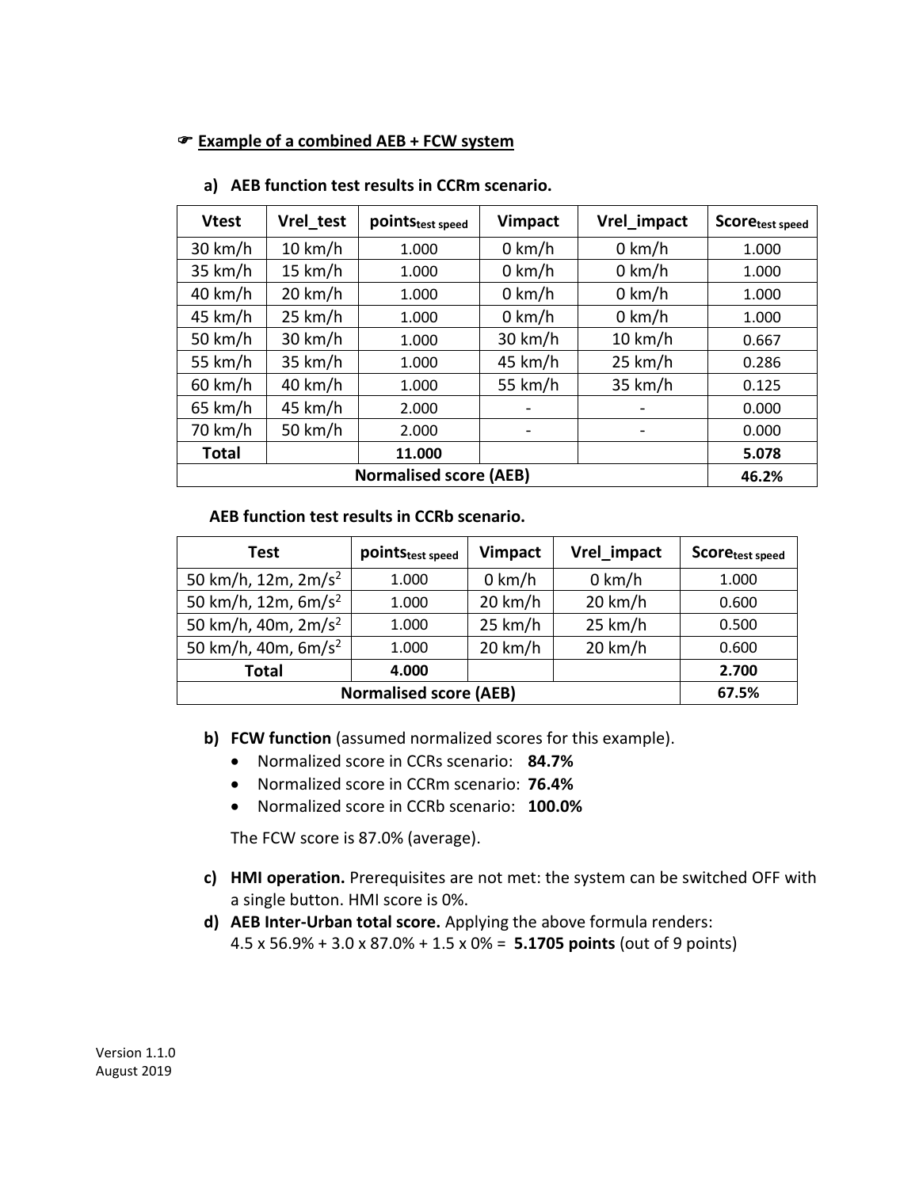☞ **Example of a combined AEB + FCW system**

**a) AEB function test results in CCRm scenario.**

| Vtest | Vrel_test | $points_{test\ speed}$ | Vimpact | Vrel_impact | $Score_{test\ speed}$ |
|---|---|---|---|---|---|
| 30 km/h | 10 km/h | 1.000 | 0 km/h | 0 km/h | 1.000 |
| 35 km/h | 15 km/h | 1.000 | 0 km/h | 0 km/h | 1.000 |
| 40 km/h | 20 km/h | 1.000 | 0 km/h | 0 km/h | 1.000 |
| 45 km/h | 25 km/h | 1.000 | 0 km/h | 0 km/h | 1.000 |
| 50 km/h | 30 km/h | 1.000 | 30 km/h | 10 km/h | 0.667 |
| 55 km/h | 35 km/h | 1.000 | 45 km/h | 25 km/h | 0.286 |
| 60 km/h | 40 km/h | 1.000 | 55 km/h | 35 km/h | 0.125 |
| 65 km/h | 45 km/h | 2.000 | - | - | 0.000 |
| 70 km/h | 50 km/h | 2.000 | - | - | 0.000 |
| **Total** | | **11.000** | | | **5.078** |
| **Normalised score (AEB)** | | | | | **46.2%** |

**AEB function test results in CCRb scenario.**

| Test | $points_{test\ speed}$ | Vimpact | Vrel_impact | $Score_{test\ speed}$ |
|---|---|---|---|---|
| 50 km/h, 12m, $2m/s^2$ | 1.000 | 0 km/h | 0 km/h | 1.000 |
| 50 km/h, 12m, $6m/s^2$ | 1.000 | 20 km/h | 20 km/h | 0.600 |
| 50 km/h, 40m, $2m/s^2$ | 1.000 | 25 km/h | 25 km/h | 0.500 |
| 50 km/h, 40m, $6m/s^2$ | 1.000 | 20 km/h | 20 km/h | 0.600 |
| **Total** | **4.000** | | | **2.700** |
| **Normalised score (AEB)** | | | | **67.5%** |

**b) FCW function** (assumed normalized scores for this example).

- Normalized score in CCRs scenario: **84.7%**
- Normalized score in CCRm scenario: **76.4%**
- Normalized score in CCRb scenario: **100.0%**

The FCW score is 87.0% (average).

**c) HMI operation.** Prerequisites are not met: the system can be switched OFF with a single button. HMI score is 0%.

**d) AEB Inter-Urban total score.** Applying the above formula renders:
4.5 x 56.9% + 3.0 x 87.0% + 1.5 x 0% = **5.1705 points** (out of 9 points)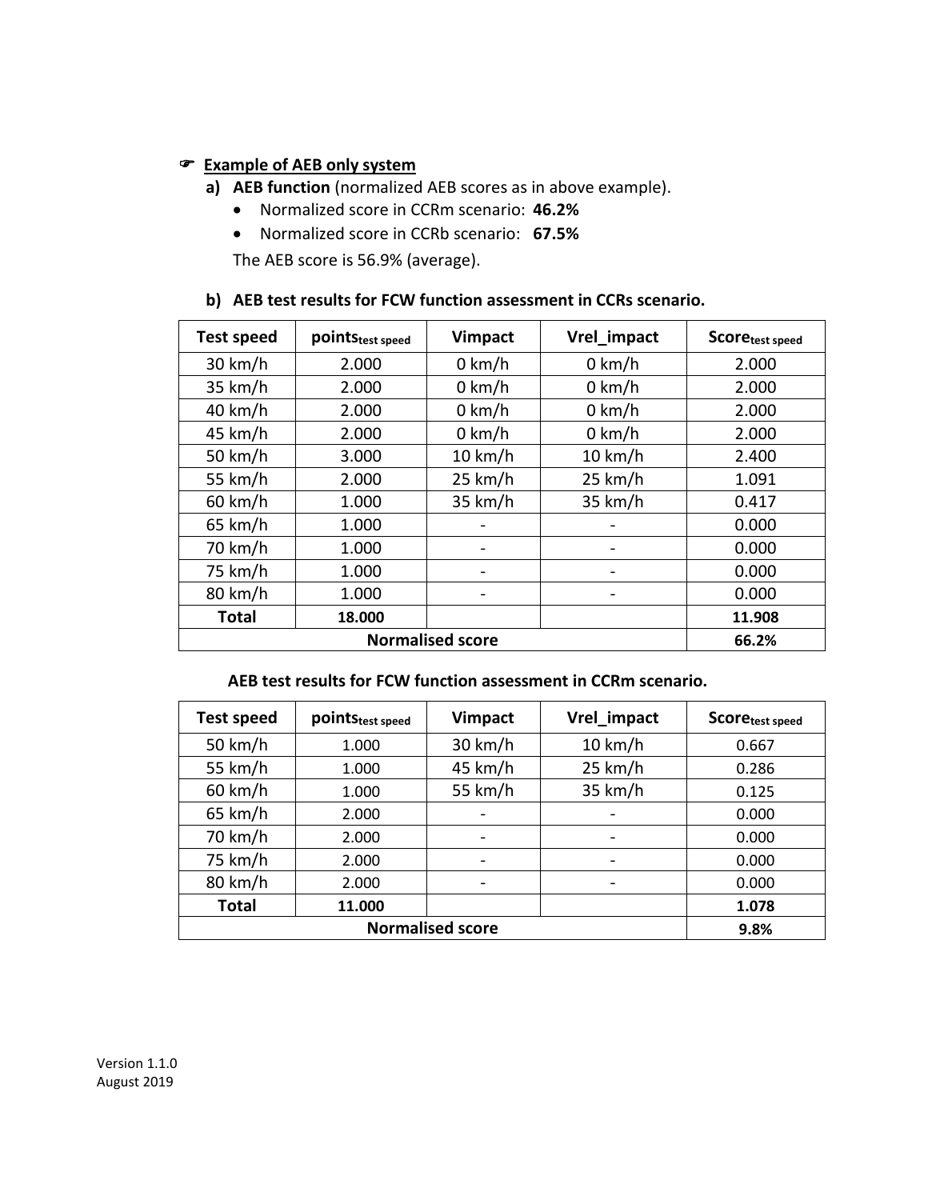☞ **Example of AEB only system**

**a) AEB function** (normalized AEB scores as in above example).

- Normalized score in CCRm scenario: **46.2%**
- Normalized score in CCRb scenario: **67.5%**

The AEB score is 56.9% (average).

**b) AEB test results for FCW function assessment in CCRs scenario.**

| Test speed | $points_{test\ speed}$ | Vimpact | Vrel_impact | $Score_{test\ speed}$ |
|---|---|---|---|---|
| 30 km/h | 2.000 | 0 km/h | 0 km/h | 2.000 |
| 35 km/h | 2.000 | 0 km/h | 0 km/h | 2.000 |
| 40 km/h | 2.000 | 0 km/h | 0 km/h | 2.000 |
| 45 km/h | 2.000 | 0 km/h | 0 km/h | 2.000 |
| 50 km/h | 3.000 | 10 km/h | 10 km/h | 2.400 |
| 55 km/h | 2.000 | 25 km/h | 25 km/h | 1.091 |
| 60 km/h | 1.000 | 35 km/h | 35 km/h | 0.417 |
| 65 km/h | 1.000 | - | - | 0.000 |
| 70 km/h | 1.000 | - | - | 0.000 |
| 75 km/h | 1.000 | - | - | 0.000 |
| 80 km/h | 1.000 | - | - | 0.000 |
| **Total** | **18.000** | | | **11.908** |
| **Normalised score** | | | | **66.2%** |

**AEB test results for FCW function assessment in CCRm scenario.**

| Test speed | $points_{test\ speed}$ | Vimpact | Vrel_impact | $Score_{test\ speed}$ |
|---|---|---|---|---|
| 50 km/h | 1.000 | 30 km/h | 10 km/h | 0.667 |
| 55 km/h | 1.000 | 45 km/h | 25 km/h | 0.286 |
| 60 km/h | 1.000 | 55 km/h | 35 km/h | 0.125 |
| 65 km/h | 2.000 | - | - | 0.000 |
| 70 km/h | 2.000 | - | - | 0.000 |
| 75 km/h | 2.000 | - | - | 0.000 |
| 80 km/h | 2.000 | - | - | 0.000 |
| **Total** | **11.000** | | | **1.078** |
| **Normalised score** | | | | **9.8%** |

Version 1.1.0
August 2019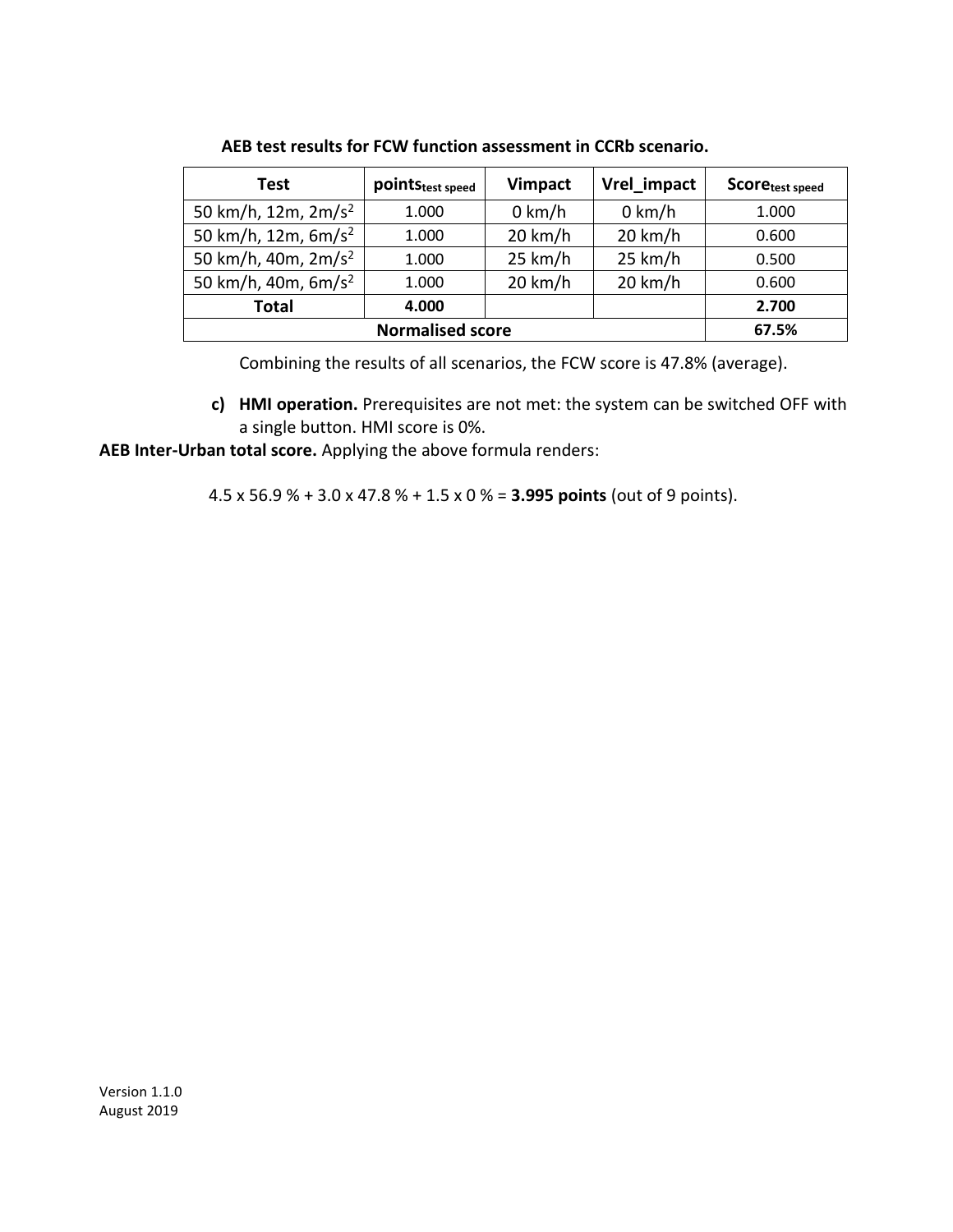**AEB test results for FCW function assessment in CCRb scenario.**

| Test | $points_{test\ speed}$ | Vimpact | Vrel_impact | $Score_{test\ speed}$ |
|---|---|---|---|---|
| 50 km/h, 12m, 2m/s$^2$ | 1.000 | 0 km/h | 0 km/h | 1.000 |
| 50 km/h, 12m, 6m/s$^2$ | 1.000 | 20 km/h | 20 km/h | 0.600 |
| 50 km/h, 40m, 2m/s$^2$ | 1.000 | 25 km/h | 25 km/h | 0.500 |
| 50 km/h, 40m, 6m/s$^2$ | 1.000 | 20 km/h | 20 km/h | 0.600 |
| **Total** | **4.000** | | | **2.700** |
| **Normalised score** | | | | **67.5%** |

Combining the results of all scenarios, the FCW score is 47.8% (average).

c) **HMI operation.** Prerequisites are not met: the system can be switched OFF with a single button. HMI score is 0%.

**AEB Inter-Urban total score.** Applying the above formula renders:

4.5 x 56.9 % + 3.0 x 47.8 % + 1.5 x 0 % = **3.995 points** (out of 9 points).

Version 1.1.0
August 2019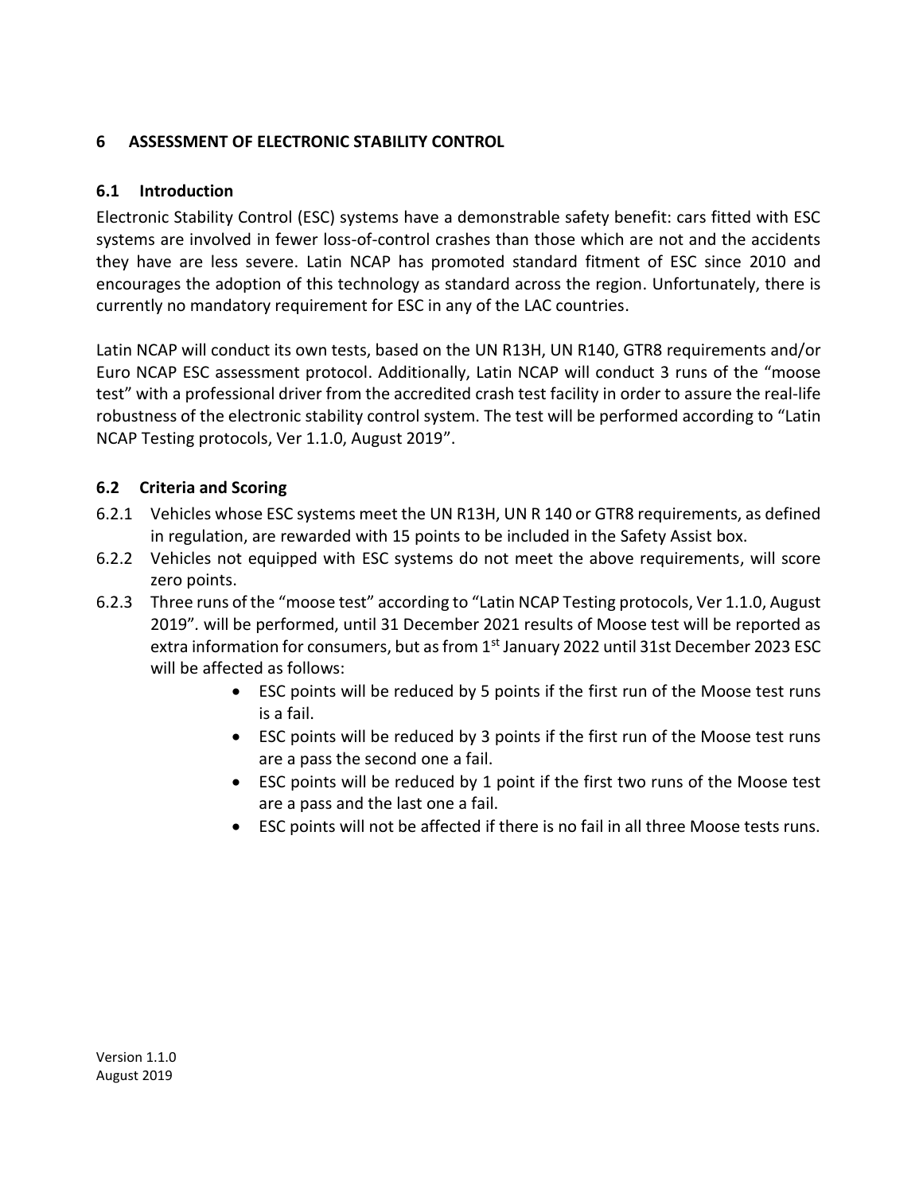## 6 ASSESSMENT OF ELECTRONIC STABILITY CONTROL

### 6.1 Introduction

Electronic Stability Control (ESC) systems have a demonstrable safety benefit: cars fitted with ESC systems are involved in fewer loss-of-control crashes than those which are not and the accidents they have are less severe. Latin NCAP has promoted standard fitment of ESC since 2010 and encourages the adoption of this technology as standard across the region. Unfortunately, there is currently no mandatory requirement for ESC in any of the LAC countries.

Latin NCAP will conduct its own tests, based on the UN R13H, UN R140, GTR8 requirements and/or Euro NCAP ESC assessment protocol. Additionally, Latin NCAP will conduct 3 runs of the "moose test" with a professional driver from the accredited crash test facility in order to assure the real-life robustness of the electronic stability control system. The test will be performed according to "Latin NCAP Testing protocols, Ver 1.1.0, August 2019".

### 6.2 Criteria and Scoring

6.2.1 Vehicles whose ESC systems meet the UN R13H, UN R 140 or GTR8 requirements, as defined in regulation, are rewarded with 15 points to be included in the Safety Assist box.

6.2.2 Vehicles not equipped with ESC systems do not meet the above requirements, will score zero points.

6.2.3 Three runs of the "moose test" according to "Latin NCAP Testing protocols, Ver 1.1.0, August 2019". will be performed, until 31 December 2021 results of Moose test will be reported as extra information for consumers, but as from 1st January 2022 until 31st December 2023 ESC will be affected as follows:

- ESC points will be reduced by 5 points if the first run of the Moose test runs is a fail.
- ESC points will be reduced by 3 points if the first run of the Moose test runs are a pass the second one a fail.
- ESC points will be reduced by 1 point if the first two runs of the Moose test are a pass and the last one a fail.
- ESC points will not be affected if there is no fail in all three Moose tests runs.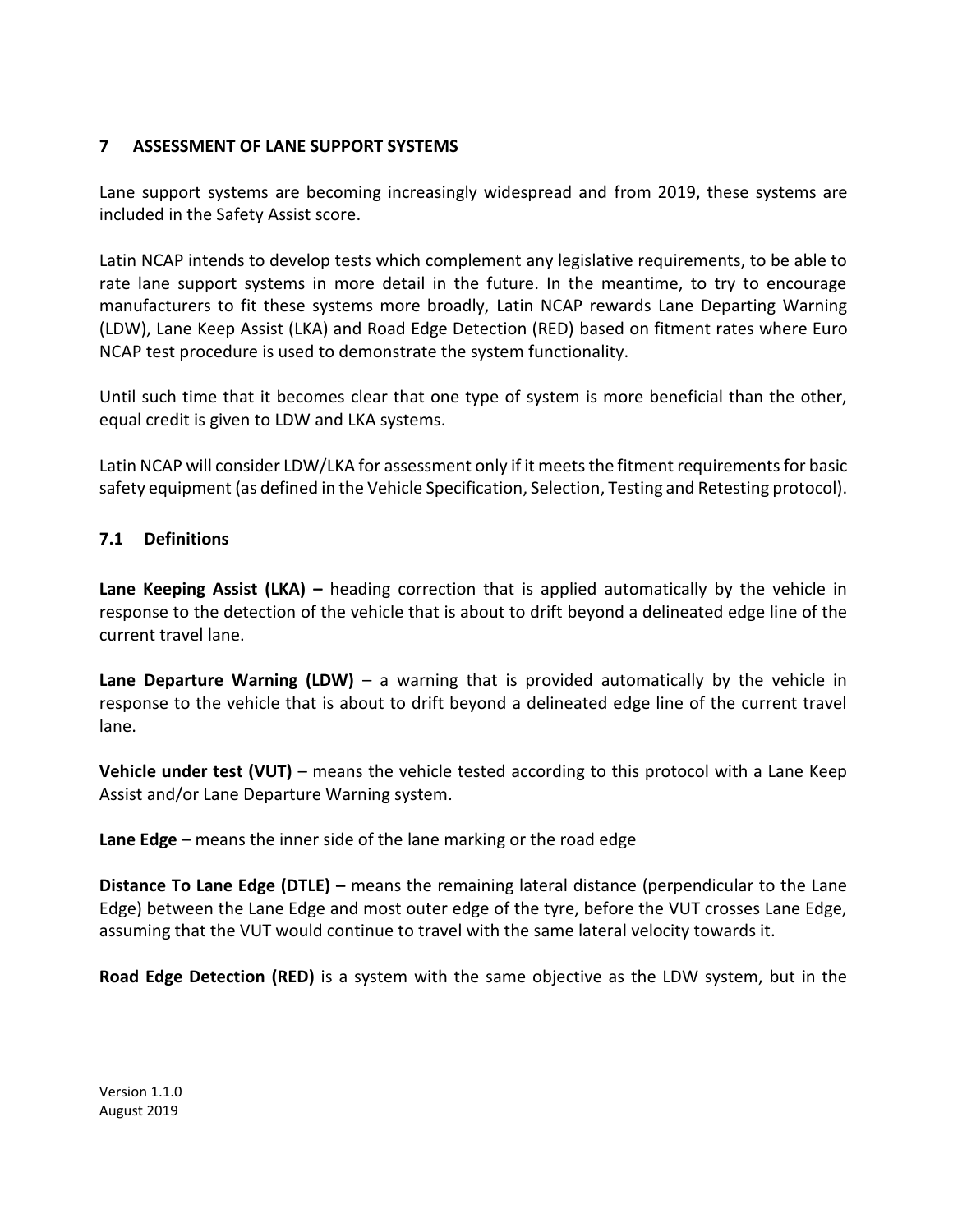## 7 ASSESSMENT OF LANE SUPPORT SYSTEMS

Lane support systems are becoming increasingly widespread and from 2019, these systems are included in the Safety Assist score.

Latin NCAP intends to develop tests which complement any legislative requirements, to be able to rate lane support systems in more detail in the future. In the meantime, to try to encourage manufacturers to fit these systems more broadly, Latin NCAP rewards Lane Departing Warning (LDW), Lane Keep Assist (LKA) and Road Edge Detection (RED) based on fitment rates where Euro NCAP test procedure is used to demonstrate the system functionality.

Until such time that it becomes clear that one type of system is more beneficial than the other, equal credit is given to LDW and LKA systems.

Latin NCAP will consider LDW/LKA for assessment only if it meets the fitment requirements for basic safety equipment (as defined in the Vehicle Specification, Selection, Testing and Retesting protocol).

### 7.1 Definitions

**Lane Keeping Assist (LKA) –** heading correction that is applied automatically by the vehicle in response to the detection of the vehicle that is about to drift beyond a delineated edge line of the current travel lane.

**Lane Departure Warning (LDW)** – a warning that is provided automatically by the vehicle in response to the vehicle that is about to drift beyond a delineated edge line of the current travel lane.

**Vehicle under test (VUT)** – means the vehicle tested according to this protocol with a Lane Keep Assist and/or Lane Departure Warning system.

**Lane Edge** – means the inner side of the lane marking or the road edge

**Distance To Lane Edge (DTLE) –** means the remaining lateral distance (perpendicular to the Lane Edge) between the Lane Edge and most outer edge of the tyre, before the VUT crosses Lane Edge, assuming that the VUT would continue to travel with the same lateral velocity towards it.

**Road Edge Detection (RED)** is a system with the same objective as the LDW system, but in the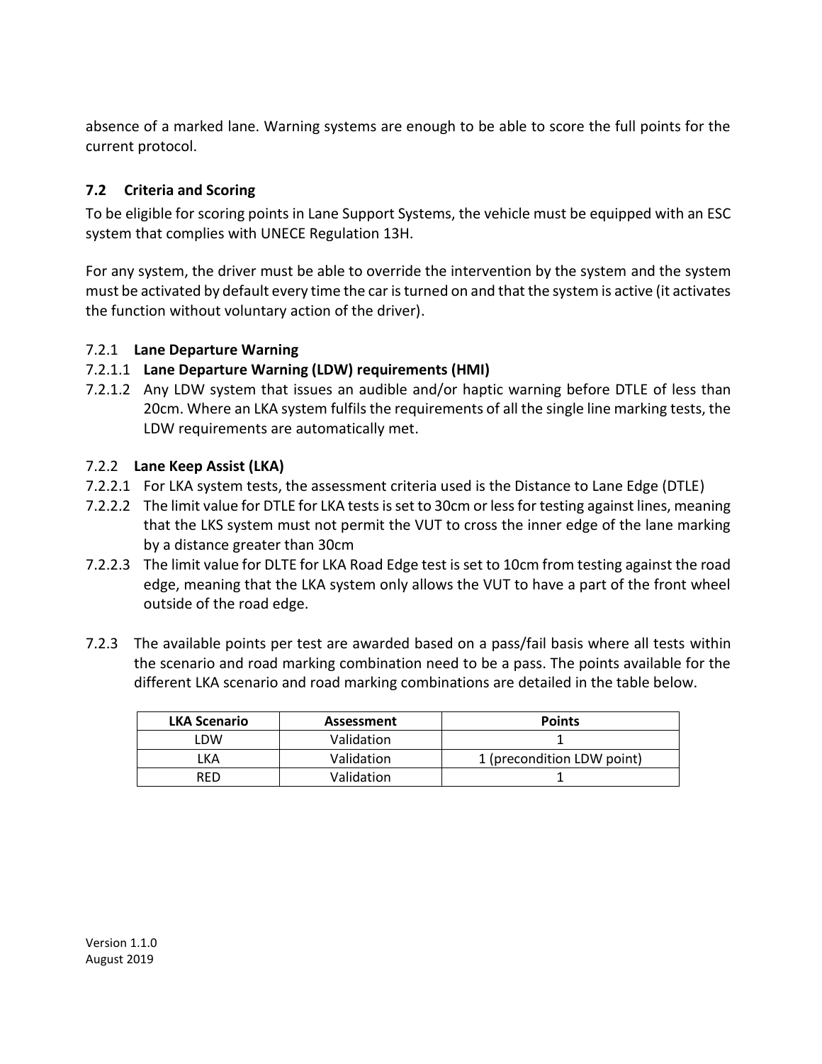absence of a marked lane. Warning systems are enough to be able to score the full points for the current protocol.

## 7.2 Criteria and Scoring

To be eligible for scoring points in Lane Support Systems, the vehicle must be equipped with an ESC system that complies with UNECE Regulation 13H.

For any system, the driver must be able to override the intervention by the system and the system must be activated by default every time the car is turned on and that the system is active (it activates the function without voluntary action of the driver).

### 7.2.1 **Lane Departure Warning**

7.2.1.1 **Lane Departure Warning (LDW) requirements (HMI)**

7.2.1.2 Any LDW system that issues an audible and/or haptic warning before DTLE of less than 20cm. Where an LKA system fulfils the requirements of all the single line marking tests, the LDW requirements are automatically met.

### 7.2.2 **Lane Keep Assist (LKA)**

7.2.2.1 For LKA system tests, the assessment criteria used is the Distance to Lane Edge (DTLE)

7.2.2.2 The limit value for DTLE for LKA tests is set to 30cm or less for testing against lines, meaning that the LKS system must not permit the VUT to cross the inner edge of the lane marking by a distance greater than 30cm

7.2.2.3 The limit value for DLTE for LKA Road Edge test is set to 10cm from testing against the road edge, meaning that the LKA system only allows the VUT to have a part of the front wheel outside of the road edge.

7.2.3 The available points per test are awarded based on a pass/fail basis where all tests within the scenario and road marking combination need to be a pass. The points available for the different LKA scenario and road marking combinations are detailed in the table below.

| LKA Scenario | Assessment | Points |
|---|---|---|
| LDW | Validation | 1 |
| LKA | Validation | 1 (precondition LDW point) |
| RED | Validation | 1 |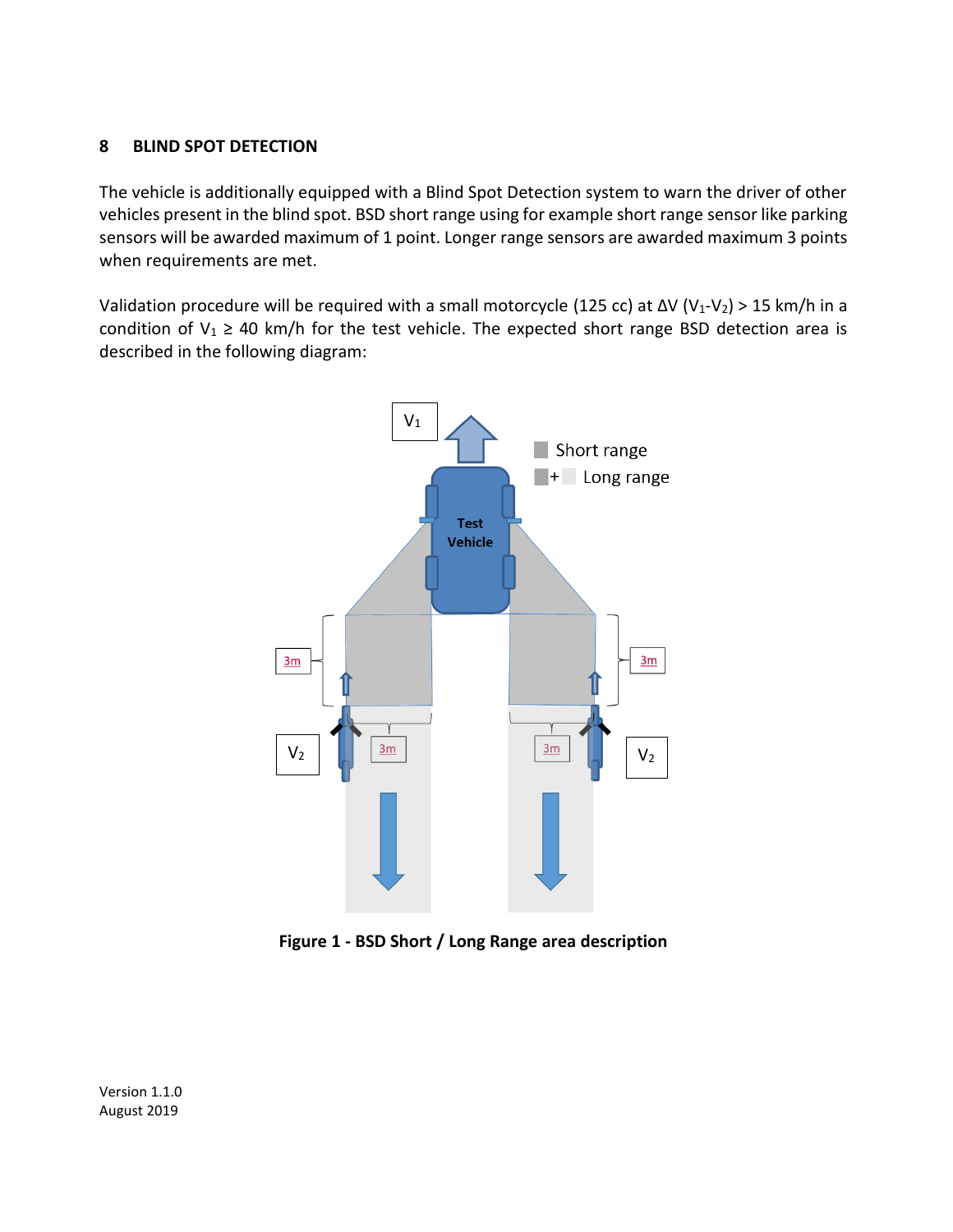## 8 BLIND SPOT DETECTION

The vehicle is additionally equipped with a Blind Spot Detection system to warn the driver of other vehicles present in the blind spot. BSD short range using for example short range sensor like parking sensors will be awarded maximum of 1 point. Longer range sensors are awarded maximum 3 points when requirements are met.

Validation procedure will be required with a small motorcycle (125 cc) at ΔV ($V_1$-$V_2$) > 15 km/h in a condition of $V_1 \geq 40$ km/h for the test vehicle. The expected short range BSD detection area is described in the following diagram:

**Figure 1 - BSD Short / Long Range area description**

Version 1.1.0
August 2019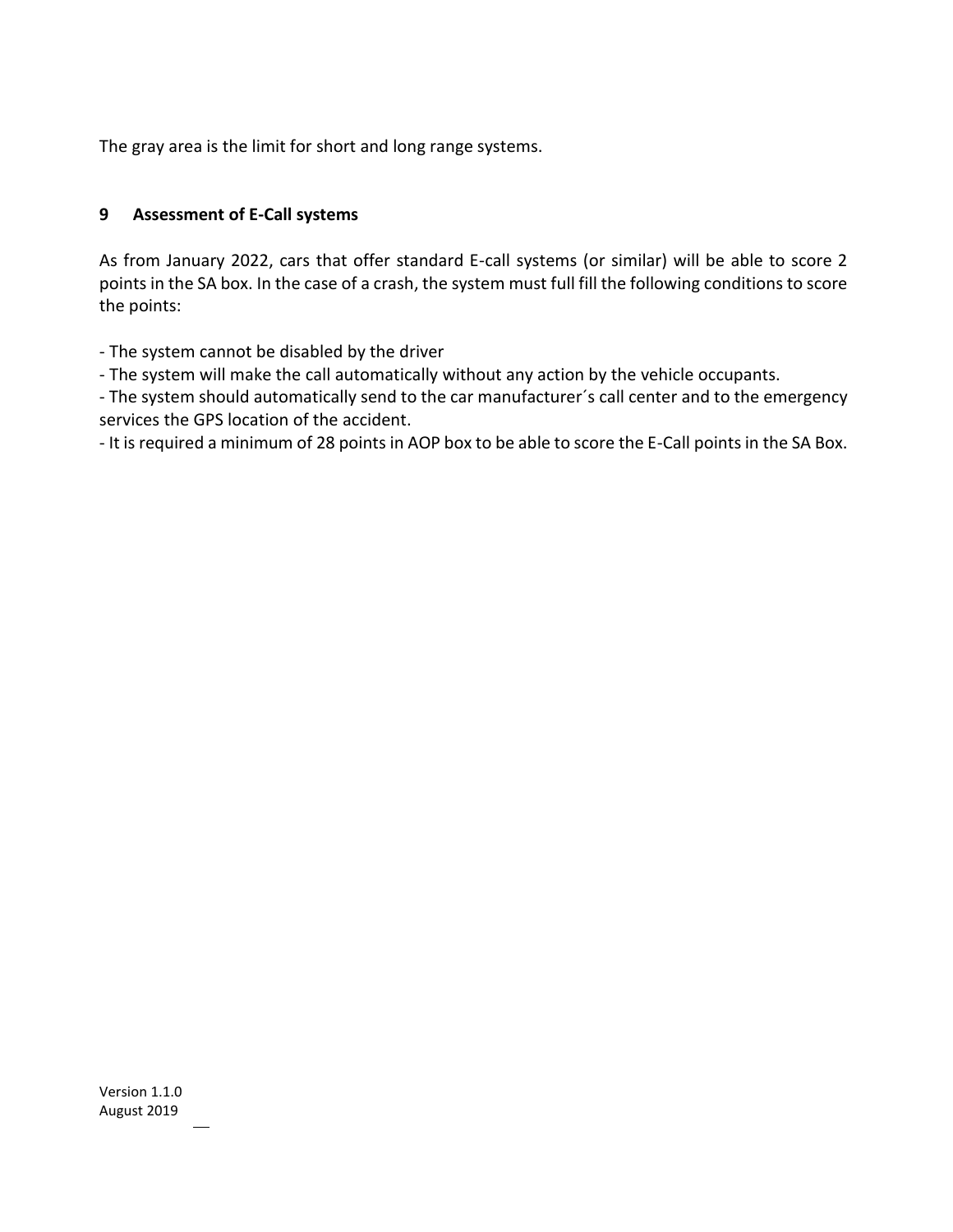The gray area is the limit for short and long range systems.

## 9 Assessment of E-Call systems

As from January 2022, cars that offer standard E-call systems (or similar) will be able to score 2 points in the SA box. In the case of a crash, the system must full fill the following conditions to score the points:

- The system cannot be disabled by the driver
- The system will make the call automatically without any action by the vehicle occupants.
- The system should automatically send to the car manufacturer´s call center and to the emergency services the GPS location of the accident.
- It is required a minimum of 28 points in AOP box to be able to score the E-Call points in the SA Box.

Version 1.1.0
August 2019